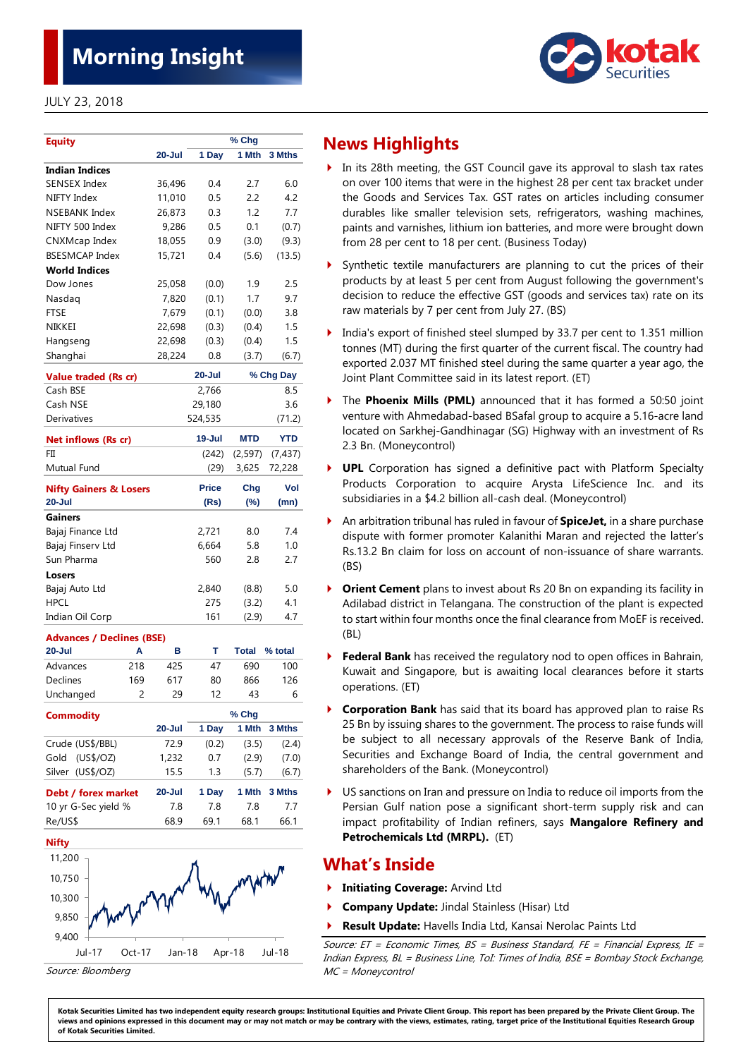# Morning Insight

JULY 23, 2018

| Equity | 20-Jul | % Chg 1 Day | 1 Mth | 3 Mths |
|---|---|---|---|---|
| **Indian Indices** | | | | |
| SENSEX Index | 36,496 | 0.4 | 2.7 | 6.0 |
| NIFTY Index | 11,010 | 0.5 | 2.2 | 4.2 |
| NSEBANK Index | 26,873 | 0.3 | 1.2 | 7.7 |
| NIFTY 500 Index | 9,286 | 0.5 | 0.1 | (0.7) |
| CNXMcap Index | 18,055 | 0.9 | (3.0) | (9.3) |
| BSESMCAP Index | 15,721 | 0.4 | (5.6) | (13.5) |
| **World Indices** | | | | |
| Dow Jones | 25,058 | (0.0) | 1.9 | 2.5 |
| Nasdaq | 7,820 | (0.1) | 1.7 | 9.7 |
| FTSE | 7,679 | (0.1) | (0.0) | 3.8 |
| NIKKEI | 22,698 | (0.3) | (0.4) | 1.5 |
| Hangseng | 22,698 | (0.3) | (0.4) | 1.5 |
| Shanghai | 28,224 | 0.8 | (3.7) | (6.7) |

| Value traded (Rs cr) | 20-Jul | % Chg Day |
|---|---|---|
| Cash BSE | 2,766 | 8.5 |
| Cash NSE | 29,180 | 3.6 |
| Derivatives | 524,535 | (71.2) |

| Net inflows (Rs cr) | 19-Jul | MTD | YTD |
|---|---|---|---|
| FII | (242) | (2,597) | (7,437) |
| Mutual Fund | (29) | 3,625 | 72,228 |

| Nifty Gainers & Losers 20-Jul | Price (Rs) | Chg (%) | Vol (mn) |
|---|---|---|---|
| **Gainers** | | | |
| Bajaj Finance Ltd | 2,721 | 8.0 | 7.4 |
| Bajaj Finserv Ltd | 6,664 | 5.8 | 1.0 |
| Sun Pharma | 560 | 2.8 | 2.7 |
| **Losers** | | | |
| Bajaj Auto Ltd | 2,840 | (8.8) | 5.0 |
| HPCL | 275 | (3.2) | 4.1 |
| Indian Oil Corp | 161 | (2.9) | 4.7 |

| Advances / Declines (BSE) 20-Jul | A | B | T | Total | % total |
|---|---|---|---|---|---|
| Advances | 218 | 425 | 47 | 690 | 100 |
| Declines | 169 | 617 | 80 | 866 | 126 |
| Unchanged | 2 | 29 | 12 | 43 | 6 |

| Commodity | 20-Jul | % Chg 1 Day | 1 Mth | 3 Mths |
|---|---|---|---|---|
| Crude (US$/BBL) | 72.9 | (0.2) | (3.5) | (2.4) |
| Gold (US$/OZ) | 1,232 | 0.7 | (2.9) | (7.0) |
| Silver (US$/OZ) | 15.5 | 1.3 | (5.7) | (6.7) |

| Debt / forex market | 20-Jul | 1 Day | 1 Mth | 3 Mths |
|---|---|---|---|---|
| 10 yr G-Sec yield % | 7.8 | 7.8 | 7.8 | 7.7 |
| Re/US$ | 68.9 | 69.1 | 68.1 | 66.1 |

**Nifty**

Source: Bloomberg

## News Highlights

- In its 28th meeting, the GST Council gave its approval to slash tax rates on over 100 items that were in the highest 28 per cent tax bracket under the Goods and Services Tax. GST rates on articles including consumer durables like smaller television sets, refrigerators, washing machines, paints and varnishes, lithium ion batteries, and more were brought down from 28 per cent to 18 per cent. (Business Today)
- Synthetic textile manufacturers are planning to cut the prices of their products by at least 5 per cent from August following the government's decision to reduce the effective GST (goods and services tax) rate on its raw materials by 7 per cent from July 27. (BS)
- India's export of finished steel slumped by 33.7 per cent to 1.351 million tonnes (MT) during the first quarter of the current fiscal. The country had exported 2.037 MT finished steel during the same quarter a year ago, the Joint Plant Committee said in its latest report. (ET)
- The **Phoenix Mills (PML)** announced that it has formed a 50:50 joint venture with Ahmedabad-based BSafal group to acquire a 5.16-acre land located on Sarkhej-Gandhinagar (SG) Highway with an investment of Rs 2.3 Bn. (Moneycontrol)
- **UPL** Corporation has signed a definitive pact with Platform Specialty Products Corporation to acquire Arysta LifeScience Inc. and its subsidiaries in a $4.2 billion all-cash deal. (Moneycontrol)
- An arbitration tribunal has ruled in favour of **SpiceJet,** in a share purchase dispute with former promoter Kalanithi Maran and rejected the latter's Rs.13.2 Bn claim for loss on account of non-issuance of share warrants. (BS)
- **Orient Cement** plans to invest about Rs 20 Bn on expanding its facility in Adilabad district in Telangana. The construction of the plant is expected to start within four months once the final clearance from MoEF is received. (BL)
- **Federal Bank** has received the regulatory nod to open offices in Bahrain, Kuwait and Singapore, but is awaiting local clearances before it starts operations. (ET)
- **Corporation Bank** has said that its board has approved plan to raise Rs 25 Bn by issuing shares to the government. The process to raise funds will be subject to all necessary approvals of the Reserve Bank of India, Securities and Exchange Board of India, the central government and shareholders of the Bank. (Moneycontrol)
- US sanctions on Iran and pressure on India to reduce oil imports from the Persian Gulf nation pose a significant short-term supply risk and can impact profitability of Indian refiners, says **Mangalore Refinery and Petrochemicals Ltd (MRPL).** (ET)

## What's Inside

- **Initiating Coverage:** Arvind Ltd
- **Company Update:** Jindal Stainless (Hisar) Ltd
- **Result Update:** Havells India Ltd, Kansai Nerolac Paints Ltd

*Source: ET = Economic Times, BS = Business Standard, FE = Financial Express, IE = Indian Express, BL = Business Line, ToI: Times of India, BSE = Bombay Stock Exchange, MC = Moneycontrol*

**Kotak Securities Limited has two independent equity research groups: Institutional Equities and Private Client Group. This report has been prepared by the Private Client Group. The views and opinions expressed in this document may or may not match or may be contrary with the views, estimates, rating, target price of the Institutional Equities Research Group of Kotak Securities Limited.**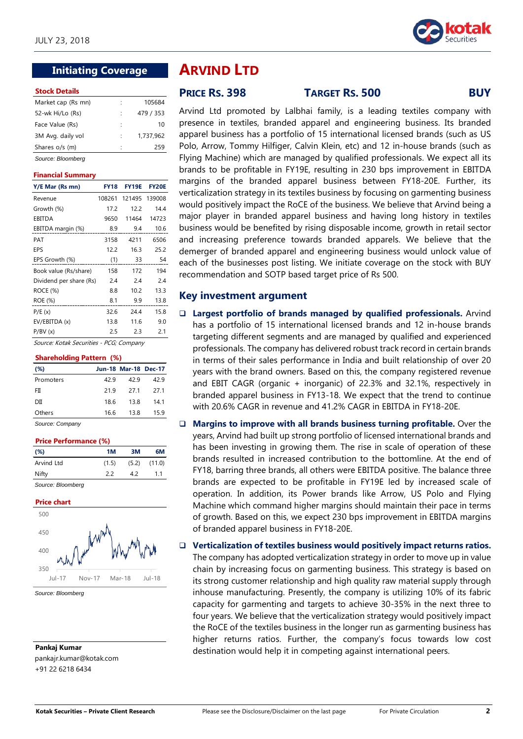JULY 23, 2018

## Initiating Coverage

# ARVIND LTD

**PRICE RS. 398** **TARGET RS. 500** **BUY**

**Stock Details**

| | | |
|---|---|---|
| Market cap (Rs mn) | : | 105684 |
| 52-wk Hi/Lo (Rs) | : | 479 / 353 |
| Face Value (Rs) | : | 10 |
| 3M Avg. daily vol | : | 1,737,962 |
| Shares o/s (m) | : | 259 |

*Source: Bloomberg*

**Financial Summary**

| Y/E Mar (Rs mn) | FY18 | FY19E | FY20E |
|---|---|---|---|
| Revenue | 108261 | 121495 | 139008 |
| Growth (%) | 17.2 | 12.2 | 14.4 |
| EBITDA | 9650 | 11464 | 14723 |
| EBITDA margin (%) | 8.9 | 9.4 | 10.6 |
| PAT | 3158 | 4211 | 6506 |
| EPS | 12.2 | 16.3 | 25.2 |
| EPS Growth (%) | (1) | 33 | 54 |
| Book value (Rs/share) | 158 | 172 | 194 |
| Dividend per share (Rs) | 2.4 | 2.4 | 2.4 |
| ROCE (%) | 8.8 | 10.2 | 13.3 |
| ROE (%) | 8.1 | 9.9 | 13.8 |
| P/E (x) | 32.6 | 24.4 | 15.8 |
| EV/EBITDA (x) | 13.8 | 11.6 | 9.0 |
| P/BV (x) | 2.5 | 2.3 | 2.1 |

*Source: Kotak Securities - PCG; Company*

**Shareholding Pattern (%)**

| (%) | Jun-18 | Mar-18 | Dec-17 |
|---|---|---|---|
| Promoters | 42.9 | 42.9 | 42.9 |
| FII | 21.9 | 27.1 | 27.1 |
| DII | 18.6 | 13.8 | 14.1 |
| Others | 16.6 | 13.8 | 15.9 |

*Source: Company*

**Price Performance (%)**

| (%) | 1M | 3M | 6M |
|---|---|---|---|
| Arvind Ltd | (1.5) | (5.2) | (11.0) |
| Nifty | 2.2 | 4.2 | 1.1 |

*Source: Bloomberg*

**Price chart**

*Source: Bloomberg*

**Pankaj Kumar**
pankajr.kumar@kotak.com
+91 22 6218 6434

Arvind Ltd promoted by Lalbhai family, is a leading textiles company with presence in textiles, branded apparel and engineering business. Its branded apparel business has a portfolio of 15 international licensed brands (such as US Polo, Arrow, Tommy Hilfiger, Calvin Klein, etc) and 12 in-house brands (such as Flying Machine) which are managed by qualified professionals. We expect all its brands to be profitable in FY19E, resulting in 230 bps improvement in EBITDA margins of the branded apparel business between FY18-20E. Further, its verticalization strategy in its textiles business by focusing on garmenting business would positively impact the RoCE of the business. We believe that Arvind being a major player in branded apparel business and having long history in textiles business would be benefited by rising disposable income, growth in retail sector and increasing preference towards branded apparels. We believe that the demerger of branded apparel and engineering business would unlock value of each of the businesses post listing. We initiate coverage on the stock with BUY recommendation and SOTP based target price of Rs 500.

## Key investment argument

- **Largest portfolio of brands managed by qualified professionals.** Arvind has a portfolio of 15 international licensed brands and 12 in-house brands targeting different segments and are managed by qualified and experienced professionals. The company has delivered robust track record in certain brands in terms of their sales performance in India and built relationship of over 20 years with the brand owners. Based on this, the company registered revenue and EBIT CAGR (organic + inorganic) of 22.3% and 32.1%, respectively in branded apparel business in FY13-18. We expect that the trend to continue with 20.6% CAGR in revenue and 41.2% CAGR in EBITDA in FY18-20E.

- **Margins to improve with all brands business turning profitable.** Over the years, Arvind had built up strong portfolio of licensed international brands and has been investing in growing them. The rise in scale of operation of these brands resulted in increased contribution to the bottomline. At the end of FY18, barring three brands, all others were EBITDA positive. The balance three brands are expected to be profitable in FY19E led by increased scale of operation. In addition, its Power brands like Arrow, US Polo and Flying Machine which command higher margins should maintain their pace in terms of growth. Based on this, we expect 230 bps improvement in EBITDA margins of branded apparel business in FY18-20E.

- **Verticalization of textiles business would positively impact returns ratios.** The company has adopted verticalization strategy in order to move up in value chain by increasing focus on garmenting business. This strategy is based on its strong customer relationship and high quality raw material supply through inhouse manufacturing. Presently, the company is utilizing 10% of its fabric capacity for garmenting and targets to achieve 30-35% in the next three to four years. We believe that the verticalization strategy would positively impact the RoCE of the textiles business in the longer run as garmenting business has higher returns ratios. Further, the company's focus towards low cost destination would help it in competing against international peers.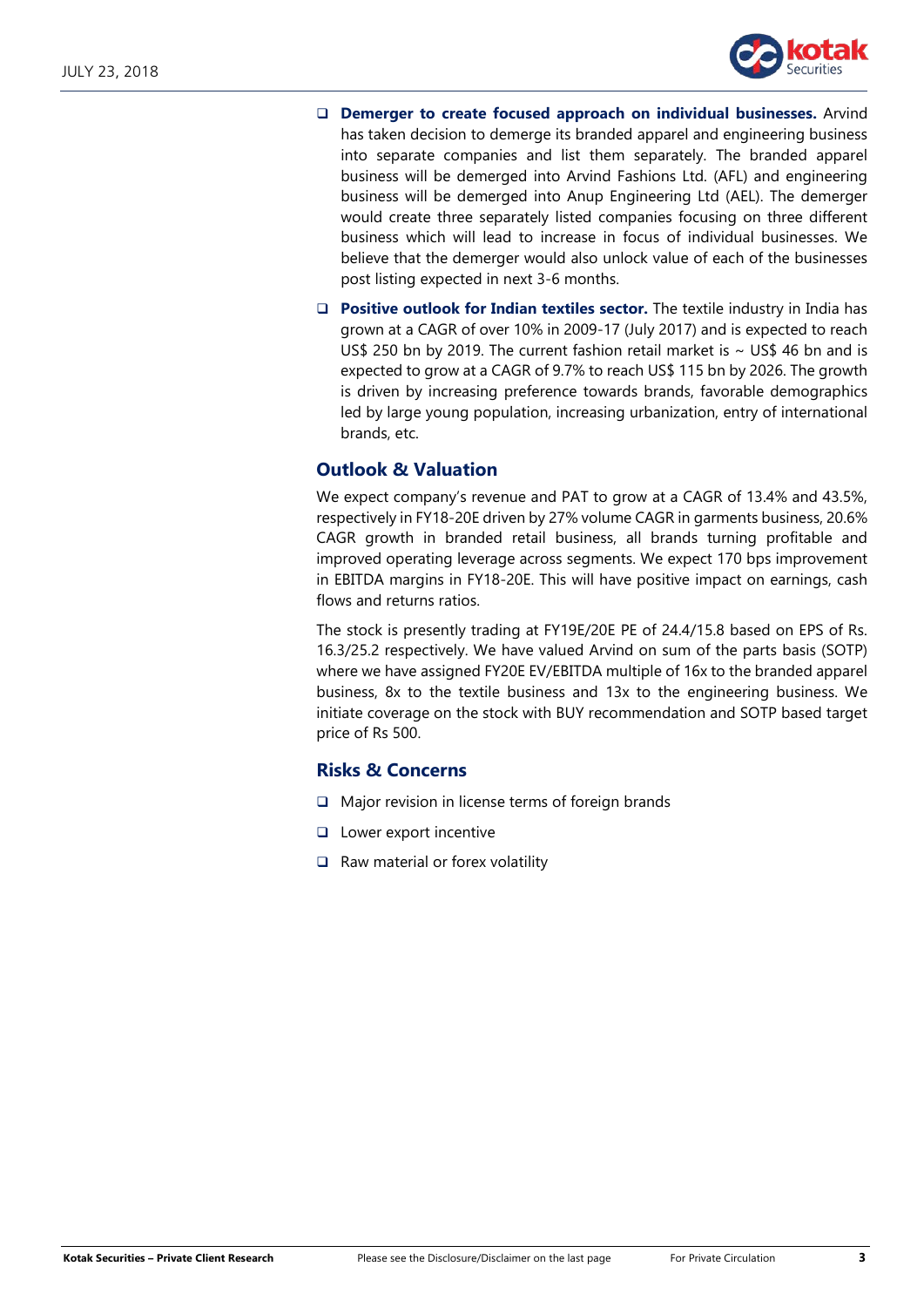- **Demerger to create focused approach on individual businesses.** Arvind has taken decision to demerge its branded apparel and engineering business into separate companies and list them separately. The branded apparel business will be demerged into Arvind Fashions Ltd. (AFL) and engineering business will be demerged into Anup Engineering Ltd (AEL). The demerger would create three separately listed companies focusing on three different business which will lead to increase in focus of individual businesses. We believe that the demerger would also unlock value of each of the businesses post listing expected in next 3-6 months.

- **Positive outlook for Indian textiles sector.** The textile industry in India has grown at a CAGR of over 10% in 2009-17 (July 2017) and is expected to reach US$ 250 bn by 2019. The current fashion retail market is ~ US$ 46 bn and is expected to grow at a CAGR of 9.7% to reach US$ 115 bn by 2026. The growth is driven by increasing preference towards brands, favorable demographics led by large young population, increasing urbanization, entry of international brands, etc.

## Outlook & Valuation

We expect company's revenue and PAT to grow at a CAGR of 13.4% and 43.5%, respectively in FY18-20E driven by 27% volume CAGR in garments business, 20.6% CAGR growth in branded retail business, all brands turning profitable and improved operating leverage across segments. We expect 170 bps improvement in EBITDA margins in FY18-20E. This will have positive impact on earnings, cash flows and returns ratios.

The stock is presently trading at FY19E/20E PE of 24.4/15.8 based on EPS of Rs. 16.3/25.2 respectively. We have valued Arvind on sum of the parts basis (SOTP) where we have assigned FY20E EV/EBITDA multiple of 16x to the branded apparel business, 8x to the textile business and 13x to the engineering business. We initiate coverage on the stock with BUY recommendation and SOTP based target price of Rs 500.

## Risks & Concerns

- Major revision in license terms of foreign brands
- Lower export incentive
- Raw material or forex volatility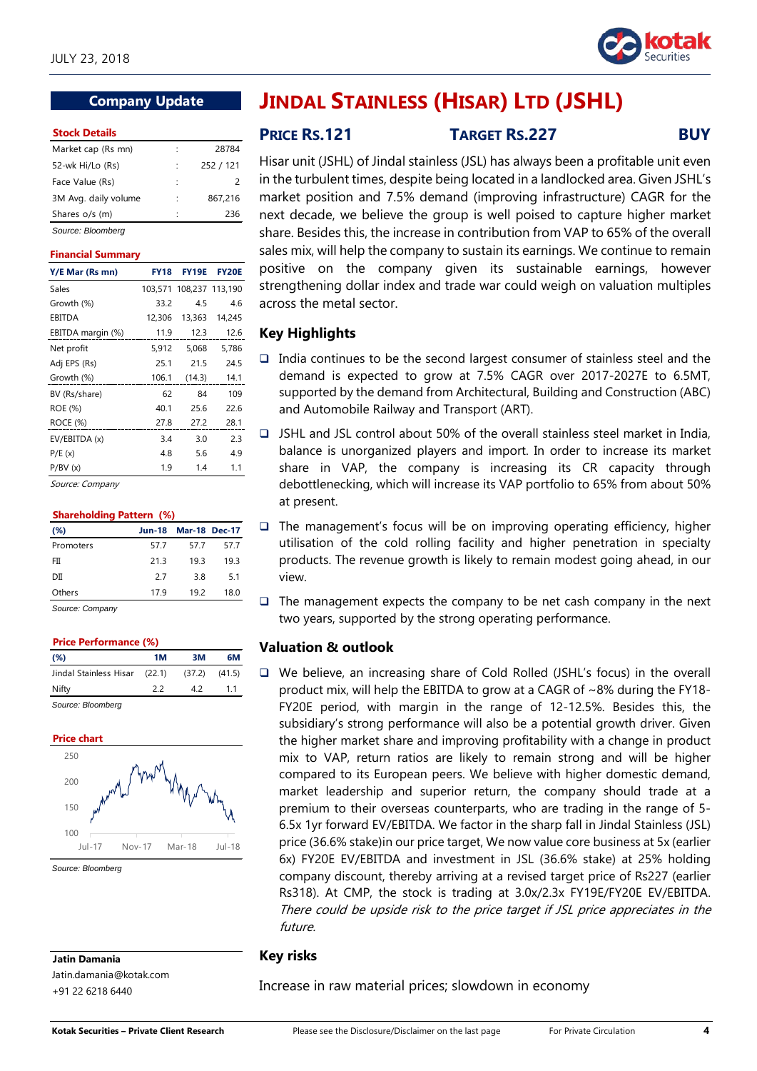# JINDAL STAINLESS (HISAR) LTD (JSHL)

**Company Update**

**PRICE RS.121** | **TARGET RS.227** | **BUY**

Hisar unit (JSHL) of Jindal stainless (JSL) has always been a profitable unit even in the turbulent times, despite being located in a landlocked area. Given JSHL's market position and 7.5% demand (improving infrastructure) CAGR for the next decade, we believe the group is well poised to capture higher market share. Besides this, the increase in contribution from VAP to 65% of the overall sales mix, will help the company to sustain its earnings. We continue to remain positive on the company given its sustainable earnings, however strengthening dollar index and trade war could weigh on valuation multiples across the metal sector.

### Stock Details

| | | |
|---|---|---|
| Market cap (Rs mn) | : | 28784 |
| 52-wk Hi/Lo (Rs) | : | 252 / 121 |
| Face Value (Rs) | : | 2 |
| 3M Avg. daily volume | : | 867,216 |
| Shares o/s (m) | : | 236 |

Source: Bloomberg

### Financial Summary

| Y/E Mar (Rs mn) | FY18 | FY19E | FY20E |
|---|---|---|---|
| Sales | 103,571 | 108,237 | 113,190 |
| Growth (%) | 33.2 | 4.5 | 4.6 |
| EBITDA | 12,306 | 13,363 | 14,245 |
| EBITDA margin (%) | 11.9 | 12.3 | 12.6 |
| Net profit | 5,912 | 5,068 | 5,786 |
| Adj EPS (Rs) | 25.1 | 21.5 | 24.5 |
| Growth (%) | 106.1 | (14.3) | 14.1 |
| BV (Rs/share) | 62 | 84 | 109 |
| ROE (%) | 40.1 | 25.6 | 22.6 |
| ROCE (%) | 27.8 | 27.2 | 28.1 |
| EV/EBITDA (x) | 3.4 | 3.0 | 2.3 |
| P/E (x) | 4.8 | 5.6 | 4.9 |
| P/BV (x) | 1.9 | 1.4 | 1.1 |

Source: Company

### Shareholding Pattern (%)

| (%) | Jun-18 | Mar-18 | Dec-17 |
|---|---|---|---|
| Promoters | 57.7 | 57.7 | 57.7 |
| FII | 21.3 | 19.3 | 19.3 |
| DII | 2.7 | 3.8 | 5.1 |
| Others | 17.9 | 19.2 | 18.0 |

Source: Company

### Price Performance (%)

| (%) | 1M | 3M | 6M |
|---|---|---|---|
| Jindal Stainless Hisar | (22.1) | (37.2) | (41.5) |
| Nifty | 2.2 | 4.2 | 1.1 |

Source: Bloomberg

### Price chart

Source: Bloomberg

## Key Highlights

- India continues to be the second largest consumer of stainless steel and the demand is expected to grow at 7.5% CAGR over 2017-2027E to 6.5MT, supported by the demand from Architectural, Building and Construction (ABC) and Automobile Railway and Transport (ART).
- JSHL and JSL control about 50% of the overall stainless steel market in India, balance is unorganized players and import. In order to increase its market share in VAP, the company is increasing its CR capacity through debottlenecking, which will increase its VAP portfolio to 65% from about 50% at present.
- The management's focus will be on improving operating efficiency, higher utilisation of the cold rolling facility and higher penetration in specialty products. The revenue growth is likely to remain modest going ahead, in our view.
- The management expects the company to be net cash company in the next two years, supported by the strong operating performance.

## Valuation & outlook

- We believe, an increasing share of Cold Rolled (JSHL's focus) in the overall product mix, will help the EBITDA to grow at a CAGR of ~8% during the FY18-FY20E period, with margin in the range of 12-12.5%. Besides this, the subsidiary's strong performance will also be a potential growth driver. Given the higher market share and improving profitability with a change in product mix to VAP, return ratios are likely to remain strong and will be higher compared to its European peers. We believe with higher domestic demand, market leadership and superior return, the company should trade at a premium to their overseas counterparts, who are trading in the range of 5-6.5x 1yr forward EV/EBITDA. We factor in the sharp fall in Jindal Stainless (JSL) price (36.6% stake)in our price target, We now value core business at 5x (earlier 6x) FY20E EV/EBITDA and investment in JSL (36.6% stake) at 25% holding company discount, thereby arriving at a revised target price of Rs227 (earlier Rs318). At CMP, the stock is trading at 3.0x/2.3x FY19E/FY20E EV/EBITDA. *There could be upside risk to the price target if JSL price appreciates in the future.*

## Key risks

Increase in raw material prices; slowdown in economy

**Jatin Damania**
Jatin.damania@kotak.com
+91 22 6218 6440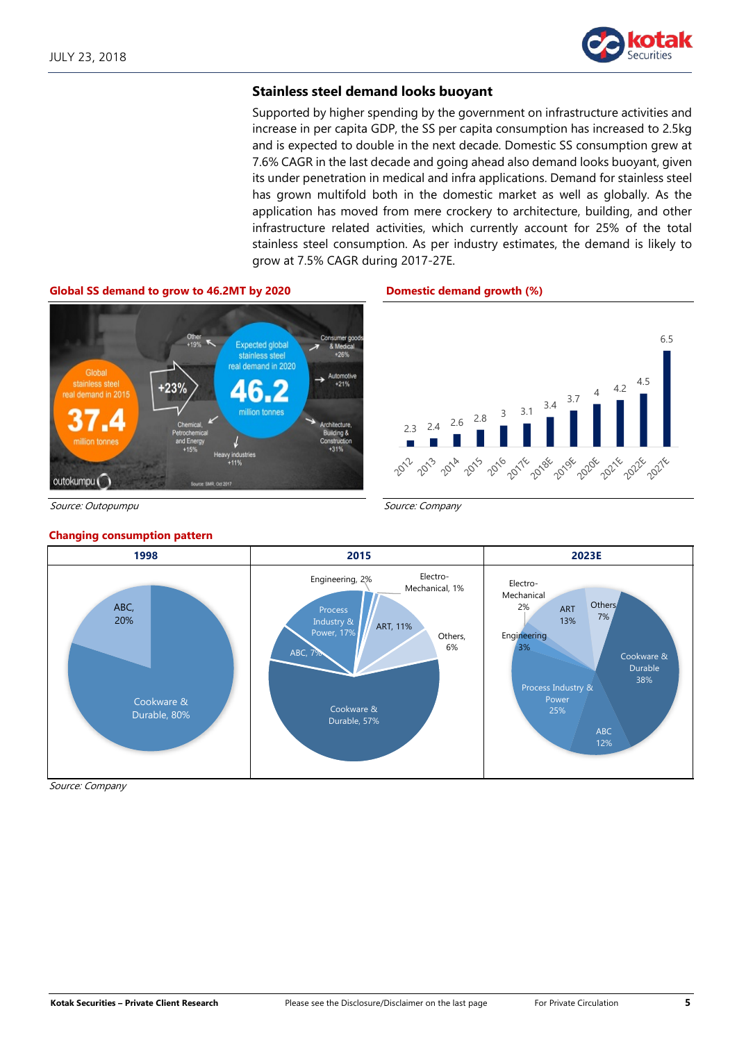## Stainless steel demand looks buoyant

Supported by higher spending by the government on infrastructure activities and increase in per capita GDP, the SS per capita consumption has increased to 2.5kg and is expected to double in the next decade. Domestic SS consumption grew at 7.6% CAGR in the last decade and going ahead also demand looks buoyant, given its under penetration in medical and infra applications. Demand for stainless steel has grown multifold both in the domestic market as well as globally. As the application has moved from mere crockery to architecture, building, and other infrastructure related activities, which currently account for 25% of the total stainless steel consumption. As per industry estimates, the demand is likely to grow at 7.5% CAGR during 2017-27E.

**Global SS demand to grow to 46.2MT by 2020**

Global stainless steel real demand in 2015: 37.4 million tonnes → +23% → Expected global stainless steel real demand in 2020: 46.2 million tonnes

- Other +19%
- Consumer goods & Medical +26%
- Automotive +21%
- Architecture, Building & Construction +31%
- Heavy industries +11%
- Chemical, Petrochemical and Energy +15%

Source: SMR, Oct 2017

*Source: Outopumpu*

**Domestic demand growth (%)**

| Year | Growth (%) |
|---|---|
| 2012 | 2.3 |
| 2013 | 2.4 |
| 2014 | 2.6 |
| 2015 | 2.8 |
| 2016 | 3 |
| 2017E | 3.1 |
| 2018E | 3.4 |
| 2019E | 3.7 |
| 2020E | 4 |
| 2021E | 4.2 |
| 2022E | 4.5 |
| 2027E | 6.5 |

*Source: Company*

**Changing consumption pattern**

| 1998 | 2015 | 2023E |
|---|---|---|
| Cookware & Durable, 80% | Cookware & Durable, 57% | Cookware & Durable 38% |
| ABC, 20% | Process Industry & Power, 17% | Process Industry & Power 25% |
| | ART, 11% | ART 13% |
| | ABC, 7% | ABC 12% |
| | Others, 6% | Others 7% |
| | Engineering, 2% | Engineering 3% |
| | Electro-Mechanical, 1% | Electro-Mechanical 2% |

*Source: Company*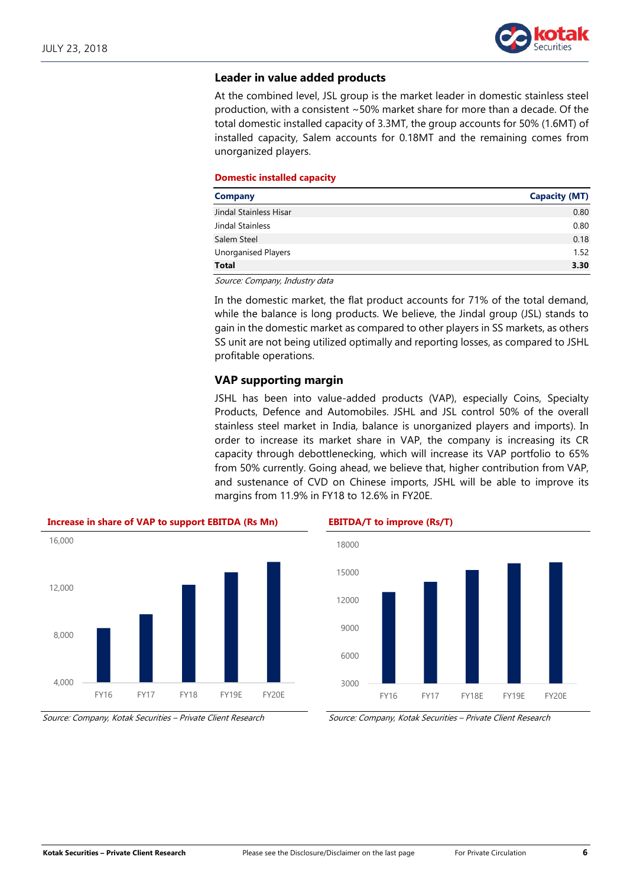## Leader in value added products

At the combined level, JSL group is the market leader in domestic stainless steel production, with a consistent ~50% market share for more than a decade. Of the total domestic installed capacity of 3.3MT, the group accounts for 50% (1.6MT) of installed capacity, Salem accounts for 0.18MT and the remaining comes from unorganized players.

**Domestic installed capacity**

| Company | Capacity (MT) |
|---|---|
| Jindal Stainless Hisar | 0.80 |
| Jindal Stainless | 0.80 |
| Salem Steel | 0.18 |
| Unorganised Players | 1.52 |
| **Total** | **3.30** |

*Source: Company, Industry data*

In the domestic market, the flat product accounts for 71% of the total demand, while the balance is long products. We believe, the Jindal group (JSL) stands to gain in the domestic market as compared to other players in SS markets, as others SS unit are not being utilized optimally and reporting losses, as compared to JSHL profitable operations.

## VAP supporting margin

JSHL has been into value-added products (VAP), especially Coins, Specialty Products, Defence and Automobiles. JSHL and JSL control 50% of the overall stainless steel market in India, balance is unorganized players and imports). In order to increase its market share in VAP, the company is increasing its CR capacity through debottlenecking, which will increase its VAP portfolio to 65% from 50% currently. Going ahead, we believe that, higher contribution from VAP, and sustenance of CVD on Chinese imports, JSHL will be able to improve its margins from 11.9% in FY18 to 12.6% in FY20E.

**Increase in share of VAP to support EBITDA (Rs Mn)**

*Source: Company, Kotak Securities – Private Client Research*

**EBITDA/T to improve (Rs/T)**

*Source: Company, Kotak Securities – Private Client Research*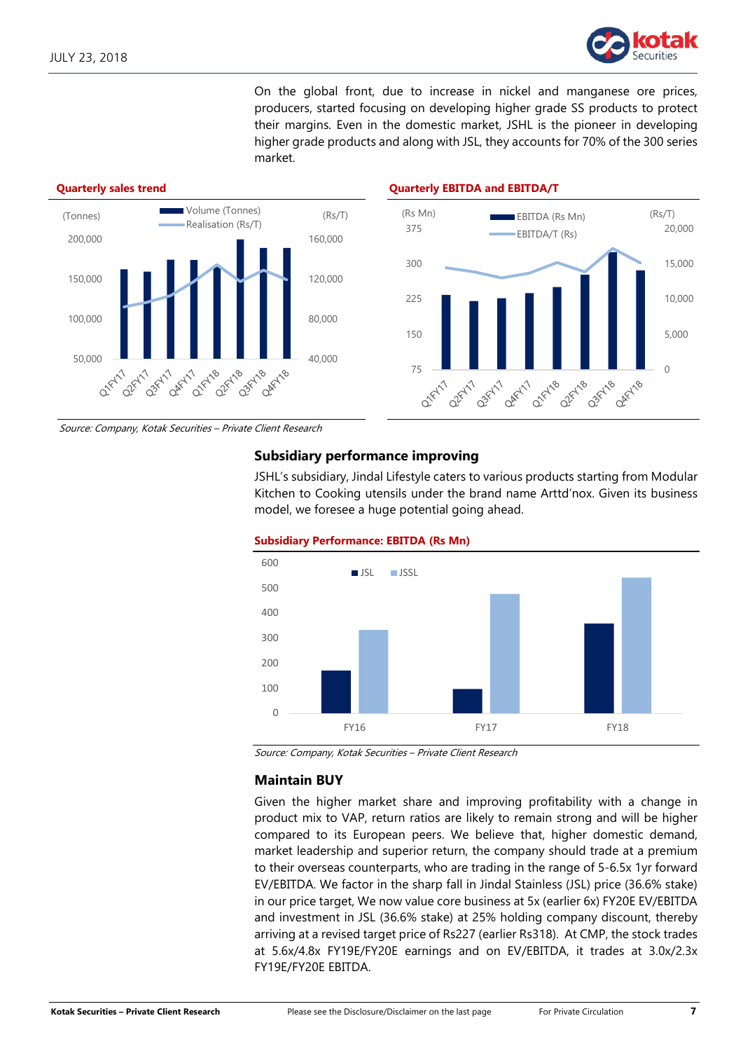On the global front, due to increase in nickel and manganese ore prices, producers, started focusing on developing higher grade SS products to protect their margins. Even in the domestic market, JSHL is the pioneer in developing higher grade products and along with JSL, they accounts for 70% of the 300 series market.

**Quarterly sales trend**

**Quarterly EBITDA and EBITDA/T**

*Source: Company, Kotak Securities – Private Client Research*

### Subsidiary performance improving

JSHL's subsidiary, Jindal Lifestyle caters to various products starting from Modular Kitchen to Cooking utensils under the brand name Arttd'nox. Given its business model, we foresee a huge potential going ahead.

**Subsidiary Performance: EBITDA (Rs Mn)**

*Source: Company, Kotak Securities – Private Client Research*

### Maintain BUY

Given the higher market share and improving profitability with a change in product mix to VAP, return ratios are likely to remain strong and will be higher compared to its European peers. We believe that, higher domestic demand, market leadership and superior return, the company should trade at a premium to their overseas counterparts, who are trading in the range of 5-6.5x 1yr forward EV/EBITDA. We factor in the sharp fall in Jindal Stainless (JSL) price (36.6% stake) in our price target, We now value core business at 5x (earlier 6x) FY20E EV/EBITDA and investment in JSL (36.6% stake) at 25% holding company discount, thereby arriving at a revised target price of Rs227 (earlier Rs318). At CMP, the stock trades at 5.6x/4.8x FY19E/FY20E earnings and on EV/EBITDA, it trades at 3.0x/2.3x FY19E/FY20E EBITDA.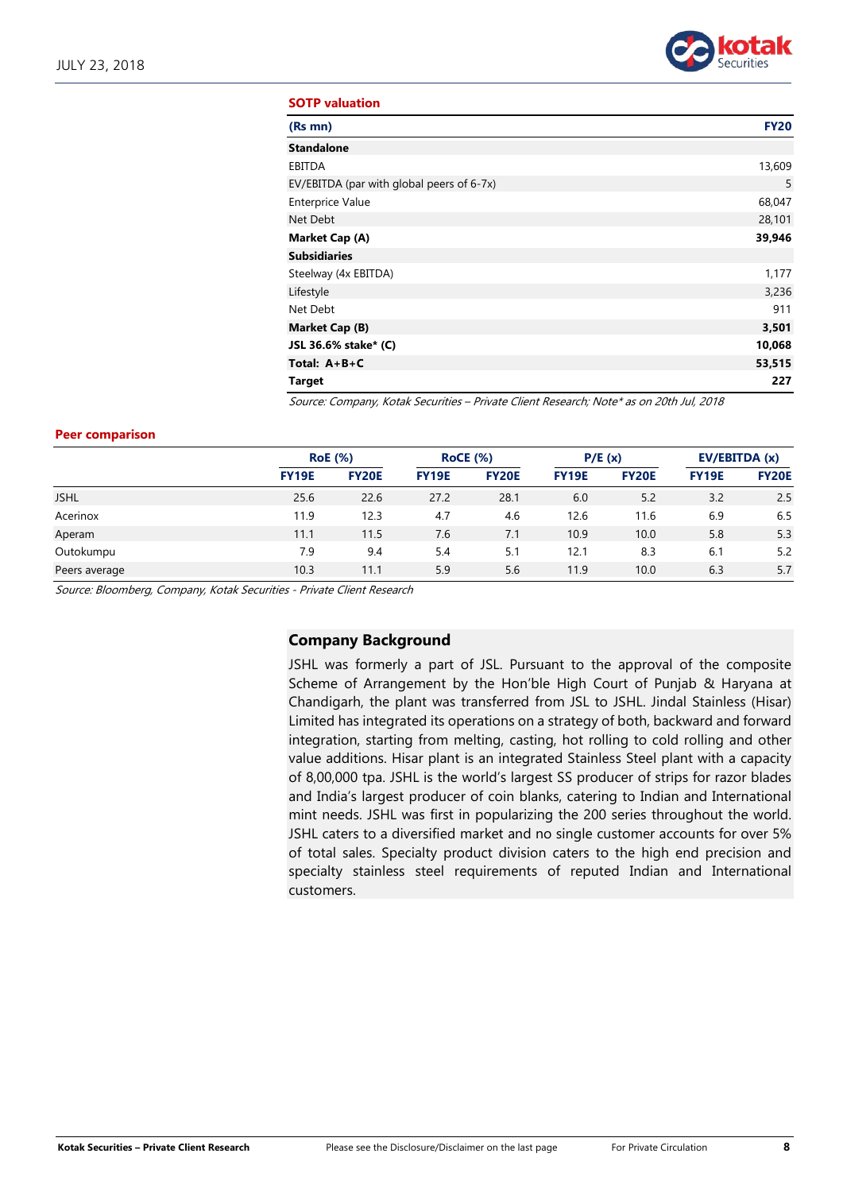### SOTP valuation

| (Rs mn) | FY20 |
|---|---|
| **Standalone** | |
| EBITDA | 13,609 |
| EV/EBITDA (par with global peers of 6-7x) | 5 |
| Enterprise Value | 68,047 |
| Net Debt | 28,101 |
| **Market Cap (A)** | **39,946** |
| **Subsidiaries** | |
| Steelway (4x EBITDA) | 1,177 |
| Lifestyle | 3,236 |
| Net Debt | 911 |
| **Market Cap (B)** | **3,501** |
| **JSL 36.6% stake\* (C)** | **10,068** |
| **Total: A+B+C** | **53,515** |
| **Target** | **227** |

*Source: Company, Kotak Securities – Private Client Research; Note\* as on 20th Jul, 2018*

### Peer comparison

| | RoE (%) | | RoCE (%) | | P/E (x) | | EV/EBITDA (x) | |
|---|---|---|---|---|---|---|---|---|
| | FY19E | FY20E | FY19E | FY20E | FY19E | FY20E | FY19E | FY20E |
| JSHL | 25.6 | 22.6 | 27.2 | 28.1 | 6.0 | 5.2 | 3.2 | 2.5 |
| Acerinox | 11.9 | 12.3 | 4.7 | 4.6 | 12.6 | 11.6 | 6.9 | 6.5 |
| Aperam | 11.1 | 11.5 | 7.6 | 7.1 | 10.9 | 10.0 | 5.8 | 5.3 |
| Outokumpu | 7.9 | 9.4 | 5.4 | 5.1 | 12.1 | 8.3 | 6.1 | 5.2 |
| Peers average | 10.3 | 11.1 | 5.9 | 5.6 | 11.9 | 10.0 | 6.3 | 5.7 |

*Source: Bloomberg, Company, Kotak Securities - Private Client Research*

## Company Background

JSHL was formerly a part of JSL. Pursuant to the approval of the composite Scheme of Arrangement by the Hon'ble High Court of Punjab & Haryana at Chandigarh, the plant was transferred from JSL to JSHL. Jindal Stainless (Hisar) Limited has integrated its operations on a strategy of both, backward and forward integration, starting from melting, casting, hot rolling to cold rolling and other value additions. Hisar plant is an integrated Stainless Steel plant with a capacity of 8,00,000 tpa. JSHL is the world's largest SS producer of strips for razor blades and India's largest producer of coin blanks, catering to Indian and International mint needs. JSHL was first in popularizing the 200 series throughout the world. JSHL caters to a diversified market and no single customer accounts for over 5% of total sales. Specialty product division caters to the high end precision and specialty stainless steel requirements of reputed Indian and International customers.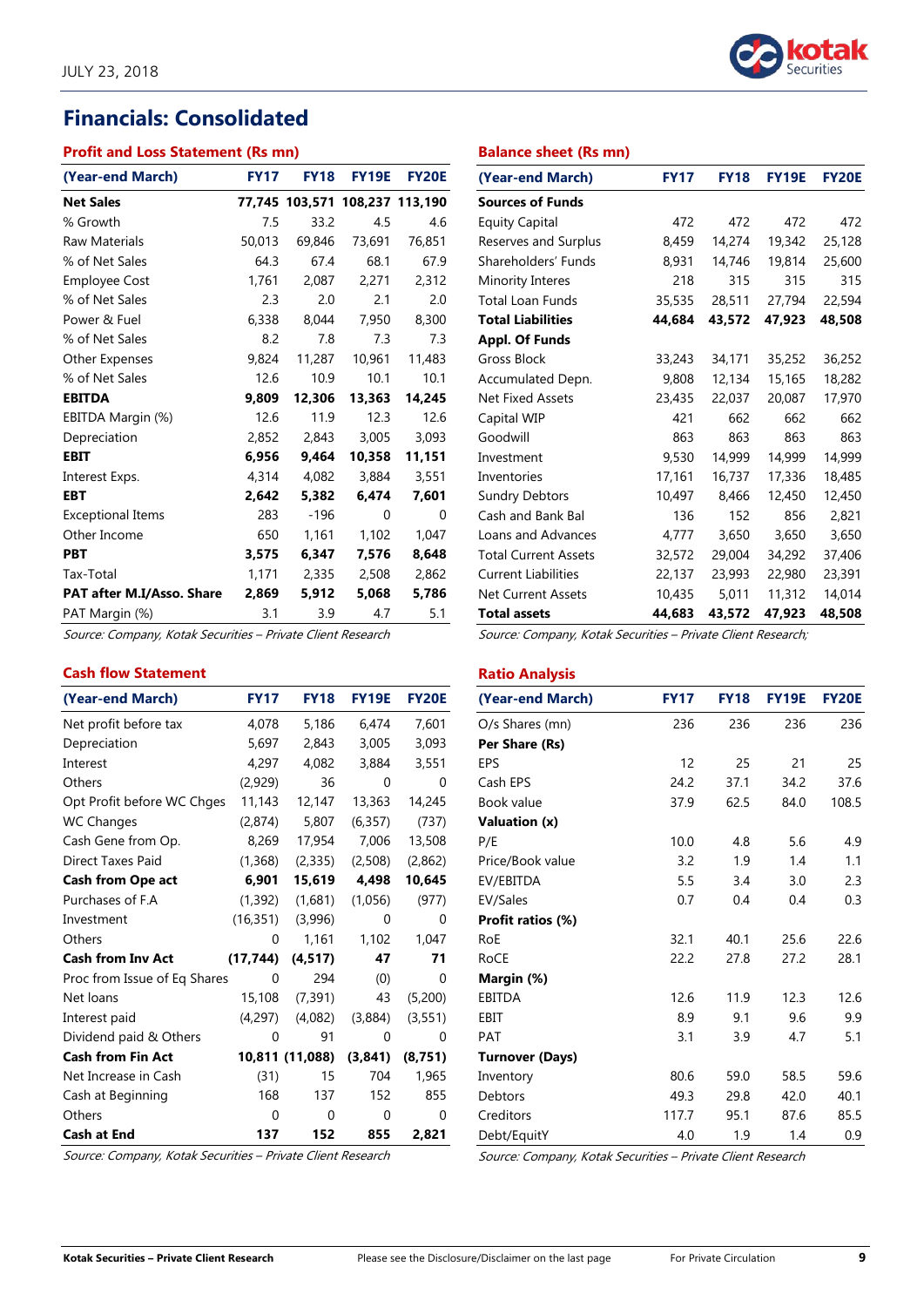# Financials: Consolidated

### Profit and Loss Statement (Rs mn)

| (Year-end March) | FY17 | FY18 | FY19E | FY20E |
|---|---|---|---|---|
| **Net Sales** | **77,745** | **103,571** | **108,237** | **113,190** |
| % Growth | 7.5 | 33.2 | 4.5 | 4.6 |
| Raw Materials | 50,013 | 69,846 | 73,691 | 76,851 |
| % of Net Sales | 64.3 | 67.4 | 68.1 | 67.9 |
| Employee Cost | 1,761 | 2,087 | 2,271 | 2,312 |
| % of Net Sales | 2.3 | 2.0 | 2.1 | 2.0 |
| Power & Fuel | 6,338 | 8,044 | 7,950 | 8,300 |
| % of Net Sales | 8.2 | 7.8 | 7.3 | 7.3 |
| Other Expenses | 9,824 | 11,287 | 10,961 | 11,483 |
| % of Net Sales | 12.6 | 10.9 | 10.1 | 10.1 |
| **EBITDA** | **9,809** | **12,306** | **13,363** | **14,245** |
| EBITDA Margin (%) | 12.6 | 11.9 | 12.3 | 12.6 |
| Depreciation | 2,852 | 2,843 | 3,005 | 3,093 |
| **EBIT** | **6,956** | **9,464** | **10,358** | **11,151** |
| Interest Exps. | 4,314 | 4,082 | 3,884 | 3,551 |
| **EBT** | **2,642** | **5,382** | **6,474** | **7,601** |
| Exceptional Items | 283 | -196 | 0 | 0 |
| Other Income | 650 | 1,161 | 1,102 | 1,047 |
| **PBT** | **3,575** | **6,347** | **7,576** | **8,648** |
| Tax-Total | 1,171 | 2,335 | 2,508 | 2,862 |
| **PAT after M.I/Asso. Share** | **2,869** | **5,912** | **5,068** | **5,786** |
| PAT Margin (%) | 3.1 | 3.9 | 4.7 | 5.1 |

*Source: Company, Kotak Securities – Private Client Research*

### Balance sheet (Rs mn)

| (Year-end March) | FY17 | FY18 | FY19E | FY20E |
|---|---|---|---|---|
| **Sources of Funds** | | | | |
| Equity Capital | 472 | 472 | 472 | 472 |
| Reserves and Surplus | 8,459 | 14,274 | 19,342 | 25,128 |
| Shareholders' Funds | 8,931 | 14,746 | 19,814 | 25,600 |
| Minority Interes | 218 | 315 | 315 | 315 |
| Total Loan Funds | 35,535 | 28,511 | 27,794 | 22,594 |
| **Total Liabilities** | **44,684** | **43,572** | **47,923** | **48,508** |
| **Appl. Of Funds** | | | | |
| Gross Block | 33,243 | 34,171 | 35,252 | 36,252 |
| Accumulated Depn. | 9,808 | 12,134 | 15,165 | 18,282 |
| Net Fixed Assets | 23,435 | 22,037 | 20,087 | 17,970 |
| Capital WIP | 421 | 662 | 662 | 662 |
| Goodwill | 863 | 863 | 863 | 863 |
| Investment | 9,530 | 14,999 | 14,999 | 14,999 |
| Inventories | 17,161 | 16,737 | 17,336 | 18,485 |
| Sundry Debtors | 10,497 | 8,466 | 12,450 | 12,450 |
| Cash and Bank Bal | 136 | 152 | 856 | 2,821 |
| Loans and Advances | 4,777 | 3,650 | 3,650 | 3,650 |
| Total Current Assets | 32,572 | 29,004 | 34,292 | 37,406 |
| Current Liabilities | 22,137 | 23,993 | 22,980 | 23,391 |
| Net Current Assets | 10,435 | 5,011 | 11,312 | 14,014 |
| **Total assets** | **44,683** | **43,572** | **47,923** | **48,508** |

*Source: Company, Kotak Securities – Private Client Research;*

### Cash flow Statement

| (Year-end March) | FY17 | FY18 | FY19E | FY20E |
|---|---|---|---|---|
| Net profit before tax | 4,078 | 5,186 | 6,474 | 7,601 |
| Depreciation | 5,697 | 2,843 | 3,005 | 3,093 |
| Interest | 4,297 | 4,082 | 3,884 | 3,551 |
| Others | (2,929) | 36 | 0 | 0 |
| Opt Profit before WC Chges | 11,143 | 12,147 | 13,363 | 14,245 |
| WC Changes | (2,874) | 5,807 | (6,357) | (737) |
| Cash Gene from Op. | 8,269 | 17,954 | 7,006 | 13,508 |
| Direct Taxes Paid | (1,368) | (2,335) | (2,508) | (2,862) |
| **Cash from Ope act** | **6,901** | **15,619** | **4,498** | **10,645** |
| Purchases of F.A | (1,392) | (1,681) | (1,056) | (977) |
| Investment | (16,351) | (3,996) | 0 | 0 |
| Others | 0 | 1,161 | 1,102 | 1,047 |
| **Cash from Inv Act** | **(17,744)** | **(4,517)** | **47** | **71** |
| Proc from Issue of Eq Shares | 0 | 294 | (0) | 0 |
| Net loans | 15,108 | (7,391) | 43 | (5,200) |
| Interest paid | (4,297) | (4,082) | (3,884) | (3,551) |
| Dividend paid & Others | 0 | 91 | 0 | 0 |
| **Cash from Fin Act** | **10,811** | **(11,088)** | **(3,841)** | **(8,751)** |
| Net Increase in Cash | (31) | 15 | 704 | 1,965 |
| Cash at Beginning | 168 | 137 | 152 | 855 |
| Others | 0 | 0 | 0 | 0 |
| **Cash at End** | **137** | **152** | **855** | **2,821** |

*Source: Company, Kotak Securities – Private Client Research*

### Ratio Analysis

| (Year-end March) | FY17 | FY18 | FY19E | FY20E |
|---|---|---|---|---|
| O/s Shares (mn) | 236 | 236 | 236 | 236 |
| **Per Share (Rs)** | | | | |
| EPS | 12 | 25 | 21 | 25 |
| Cash EPS | 24.2 | 37.1 | 34.2 | 37.6 |
| Book value | 37.9 | 62.5 | 84.0 | 108.5 |
| **Valuation (x)** | | | | |
| P/E | 10.0 | 4.8 | 5.6 | 4.9 |
| Price/Book value | 3.2 | 1.9 | 1.4 | 1.1 |
| EV/EBITDA | 5.5 | 3.4 | 3.0 | 2.3 |
| EV/Sales | 0.7 | 0.4 | 0.4 | 0.3 |
| **Profit ratios (%)** | | | | |
| RoE | 32.1 | 40.1 | 25.6 | 22.6 |
| RoCE | 22.2 | 27.8 | 27.2 | 28.1 |
| **Margin (%)** | | | | |
| EBITDA | 12.6 | 11.9 | 12.3 | 12.6 |
| EBIT | 8.9 | 9.1 | 9.6 | 9.9 |
| PAT | 3.1 | 3.9 | 4.7 | 5.1 |
| **Turnover (Days)** | | | | |
| Inventory | 80.6 | 59.0 | 58.5 | 59.6 |
| Debtors | 49.3 | 29.8 | 42.0 | 40.1 |
| Creditors | 117.7 | 95.1 | 87.6 | 85.5 |
| Debt/EquitY | 4.0 | 1.9 | 1.4 | 0.9 |

*Source: Company, Kotak Securities – Private Client Research*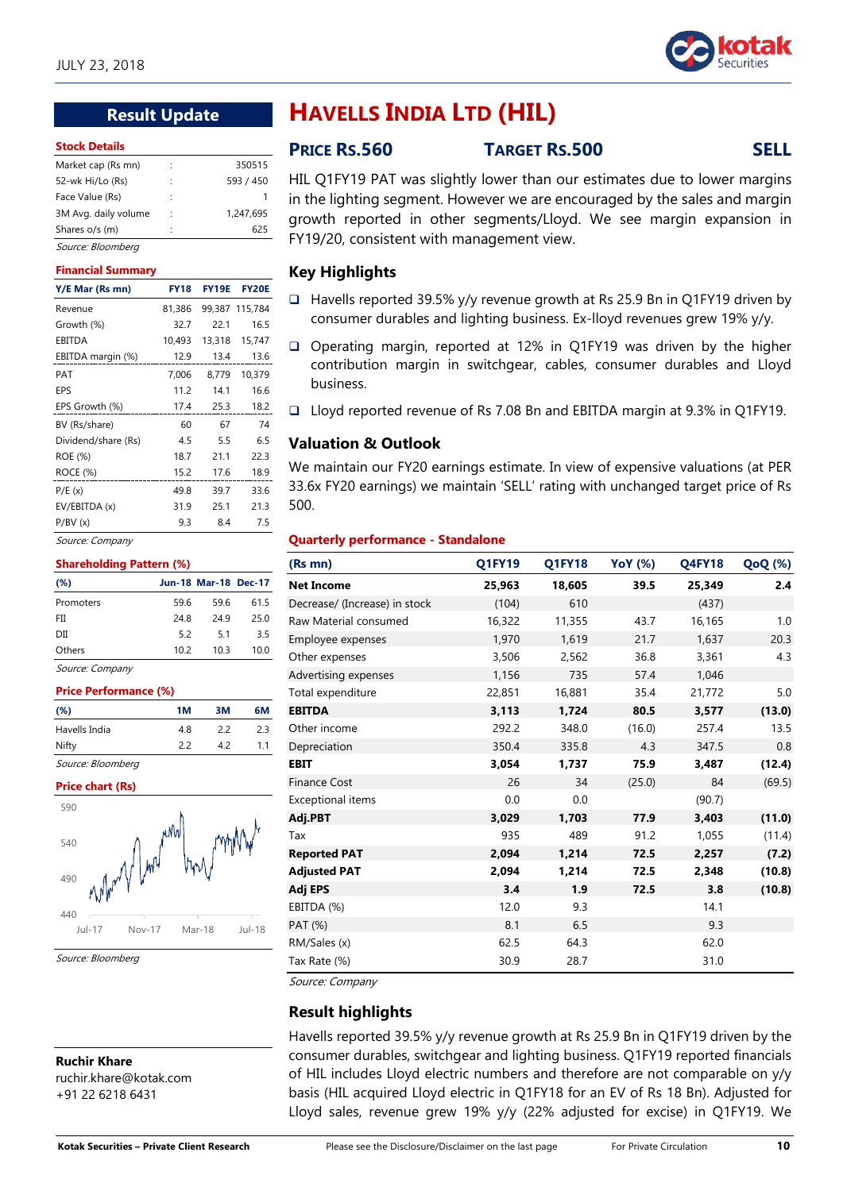JULY 23, 2018

## Result Update

# HAVELLS INDIA LTD (HIL)

**PRICE RS.560** **TARGET RS.500** **SELL**

HIL Q1FY19 PAT was slightly lower than our estimates due to lower margins in the lighting segment. However we are encouraged by the sales and margin growth reported in other segments/Lloyd. We see margin expansion in FY19/20, consistent with management view.

### Key Highlights

- Havells reported 39.5% y/y revenue growth at Rs 25.9 Bn in Q1FY19 driven by consumer durables and lighting business. Ex-lloyd revenues grew 19% y/y.
- Operating margin, reported at 12% in Q1FY19 was driven by the higher contribution margin in switchgear, cables, consumer durables and Lloyd business.
- Lloyd reported revenue of Rs 7.08 Bn and EBITDA margin at 9.3% in Q1FY19.

### Valuation & Outlook

We maintain our FY20 earnings estimate. In view of expensive valuations (at PER 33.6x FY20 earnings) we maintain 'SELL' rating with unchanged target price of Rs 500.

#### Stock Details

| | | |
|---|---|---|
| Market cap (Rs mn) | : | 350515 |
| 52-wk Hi/Lo (Rs) | : | 593 / 450 |
| Face Value (Rs) | : | 1 |
| 3M Avg. daily volume | : | 1,247,695 |
| Shares o/s (m) | : | 625 |

*Source: Bloomberg*

#### Financial Summary

| Y/E Mar (Rs mn) | FY18 | FY19E | FY20E |
|---|---|---|---|
| Revenue | 81,386 | 99,387 | 115,784 |
| Growth (%) | 32.7 | 22.1 | 16.5 |
| EBITDA | 10,493 | 13,318 | 15,747 |
| EBITDA margin (%) | 12.9 | 13.4 | 13.6 |
| PAT | 7,006 | 8,779 | 10,379 |
| EPS | 11.2 | 14.1 | 16.6 |
| EPS Growth (%) | 17.4 | 25.3 | 18.2 |
| BV (Rs/share) | 60 | 67 | 74 |
| Dividend/share (Rs) | 4.5 | 5.5 | 6.5 |
| ROE (%) | 18.7 | 21.1 | 22.3 |
| ROCE (%) | 15.2 | 17.6 | 18.9 |
| P/E (x) | 49.8 | 39.7 | 33.6 |
| EV/EBITDA (x) | 31.9 | 25.1 | 21.3 |
| P/BV (x) | 9.3 | 8.4 | 7.5 |

*Source: Company*

#### Shareholding Pattern (%)

| (%) | Jun-18 | Mar-18 | Dec-17 |
|---|---|---|---|
| Promoters | 59.6 | 59.6 | 61.5 |
| FII | 24.8 | 24.9 | 25.0 |
| DII | 5.2 | 5.1 | 3.5 |
| Others | 10.2 | 10.3 | 10.0 |

*Source: Company*

#### Price Performance (%)

| (%) | 1M | 3M | 6M |
|---|---|---|---|
| Havells India | 4.8 | 2.2 | 2.3 |
| Nifty | 2.2 | 4.2 | 1.1 |

*Source: Bloomberg*

#### Price chart (Rs)

*Source: Bloomberg*

#### Quarterly performance - Standalone

| (Rs mn) | Q1FY19 | Q1FY18 | YoY (%) | Q4FY18 | QoQ (%) |
|---|---|---|---|---|---|
| **Net Income** | **25,963** | **18,605** | **39.5** | **25,349** | **2.4** |
| Decrease/ (Increase) in stock | (104) | 610 | | (437) | |
| Raw Material consumed | 16,322 | 11,355 | 43.7 | 16,165 | 1.0 |
| Employee expenses | 1,970 | 1,619 | 21.7 | 1,637 | 20.3 |
| Other expenses | 3,506 | 2,562 | 36.8 | 3,361 | 4.3 |
| Advertising expenses | 1,156 | 735 | 57.4 | 1,046 | |
| Total expenditure | 22,851 | 16,881 | 35.4 | 21,772 | 5.0 |
| **EBITDA** | **3,113** | **1,724** | **80.5** | **3,577** | **(13.0)** |
| Other income | 292.2 | 348.0 | (16.0) | 257.4 | 13.5 |
| Depreciation | 350.4 | 335.8 | 4.3 | 347.5 | 0.8 |
| **EBIT** | **3,054** | **1,737** | **75.9** | **3,487** | **(12.4)** |
| Finance Cost | 26 | 34 | (25.0) | 84 | (69.5) |
| Exceptional items | 0.0 | 0.0 | | (90.7) | |
| **Adj.PBT** | **3,029** | **1,703** | **77.9** | **3,403** | **(11.0)** |
| Tax | 935 | 489 | 91.2 | 1,055 | (11.4) |
| **Reported PAT** | **2,094** | **1,214** | **72.5** | **2,257** | **(7.2)** |
| **Adjusted PAT** | **2,094** | **1,214** | **72.5** | **2,348** | **(10.8)** |
| **Adj EPS** | **3.4** | **1.9** | **72.5** | **3.8** | **(10.8)** |
| EBITDA (%) | 12.0 | 9.3 | | 14.1 | |
| PAT (%) | 8.1 | 6.5 | | 9.3 | |
| RM/Sales (x) | 62.5 | 64.3 | | 62.0 | |
| Tax Rate (%) | 30.9 | 28.7 | | 31.0 | |

*Source: Company*

### Result highlights

Havells reported 39.5% y/y revenue growth at Rs 25.9 Bn in Q1FY19 driven by the consumer durables, switchgear and lighting business. Q1FY19 reported financials of HIL includes Lloyd electric numbers and therefore are not comparable on y/y basis (HIL acquired Lloyd electric in Q1FY18 for an EV of Rs 18 Bn). Adjusted for Lloyd sales, revenue grew 19% y/y (22% adjusted for excise) in Q1FY19. We

**Ruchir Khare**
ruchir.khare@kotak.com
+91 22 6218 6431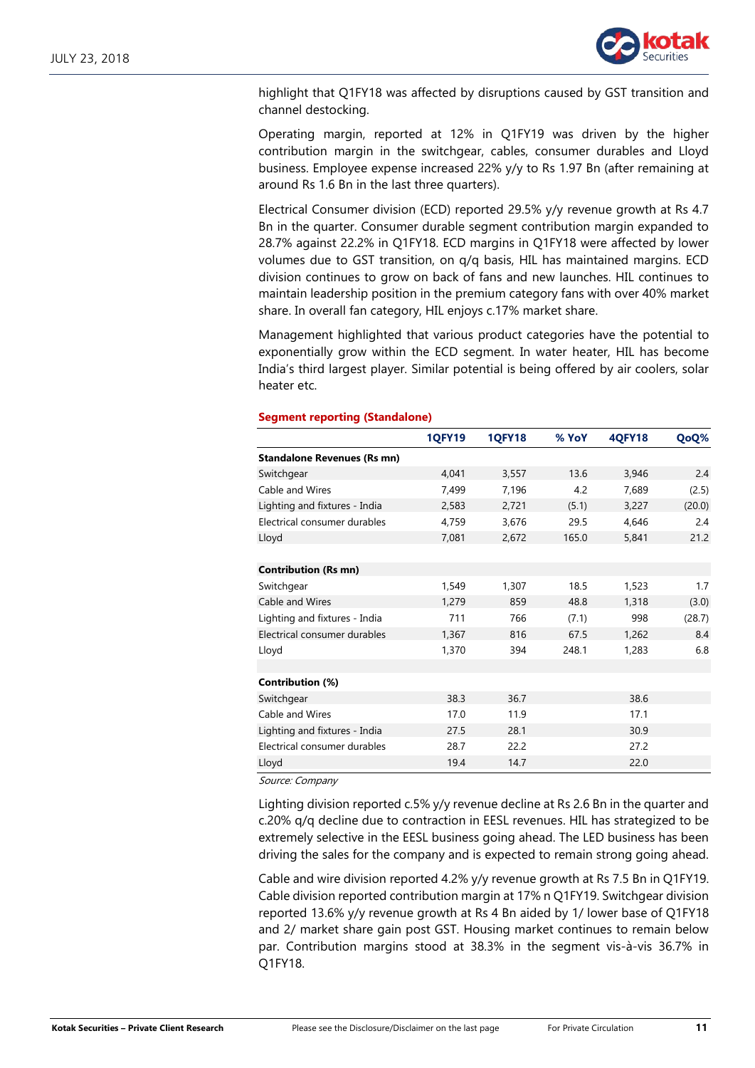highlight that Q1FY18 was affected by disruptions caused by GST transition and channel destocking.

Operating margin, reported at 12% in Q1FY19 was driven by the higher contribution margin in the switchgear, cables, consumer durables and Lloyd business. Employee expense increased 22% y/y to Rs 1.97 Bn (after remaining at around Rs 1.6 Bn in the last three quarters).

Electrical Consumer division (ECD) reported 29.5% y/y revenue growth at Rs 4.7 Bn in the quarter. Consumer durable segment contribution margin expanded to 28.7% against 22.2% in Q1FY18. ECD margins in Q1FY18 were affected by lower volumes due to GST transition, on q/q basis, HIL has maintained margins. ECD division continues to grow on back of fans and new launches. HIL continues to maintain leadership position in the premium category fans with over 40% market share. In overall fan category, HIL enjoys c.17% market share.

Management highlighted that various product categories have the potential to exponentially grow within the ECD segment. In water heater, HIL has become India's third largest player. Similar potential is being offered by air coolers, solar heater etc.

**Segment reporting (Standalone)**

| | 1QFY19 | 1QFY18 | % YoY | 4QFY18 | QoQ% |
|---|---|---|---|---|---|
| **Standalone Revenues (Rs mn)** | | | | | |
| Switchgear | 4,041 | 3,557 | 13.6 | 3,946 | 2.4 |
| Cable and Wires | 7,499 | 7,196 | 4.2 | 7,689 | (2.5) |
| Lighting and fixtures - India | 2,583 | 2,721 | (5.1) | 3,227 | (20.0) |
| Electrical consumer durables | 4,759 | 3,676 | 29.5 | 4,646 | 2.4 |
| Lloyd | 7,081 | 2,672 | 165.0 | 5,841 | 21.2 |
| | | | | | |
| **Contribution (Rs mn)** | | | | | |
| Switchgear | 1,549 | 1,307 | 18.5 | 1,523 | 1.7 |
| Cable and Wires | 1,279 | 859 | 48.8 | 1,318 | (3.0) |
| Lighting and fixtures - India | 711 | 766 | (7.1) | 998 | (28.7) |
| Electrical consumer durables | 1,367 | 816 | 67.5 | 1,262 | 8.4 |
| Lloyd | 1,370 | 394 | 248.1 | 1,283 | 6.8 |
| | | | | | |
| **Contribution (%)** | | | | | |
| Switchgear | 38.3 | 36.7 | | 38.6 | |
| Cable and Wires | 17.0 | 11.9 | | 17.1 | |
| Lighting and fixtures - India | 27.5 | 28.1 | | 30.9 | |
| Electrical consumer durables | 28.7 | 22.2 | | 27.2 | |
| Lloyd | 19.4 | 14.7 | | 22.0 | |

*Source: Company*

Lighting division reported c.5% y/y revenue decline at Rs 2.6 Bn in the quarter and c.20% q/q decline due to contraction in EESL revenues. HIL has strategized to be extremely selective in the EESL business going ahead. The LED business has been driving the sales for the company and is expected to remain strong going ahead.

Cable and wire division reported 4.2% y/y revenue growth at Rs 7.5 Bn in Q1FY19. Cable division reported contribution margin at 17% n Q1FY19. Switchgear division reported 13.6% y/y revenue growth at Rs 4 Bn aided by 1/ lower base of Q1FY18 and 2/ market share gain post GST. Housing market continues to remain below par. Contribution margins stood at 38.3% in the segment vis-à-vis 36.7% in Q1FY18.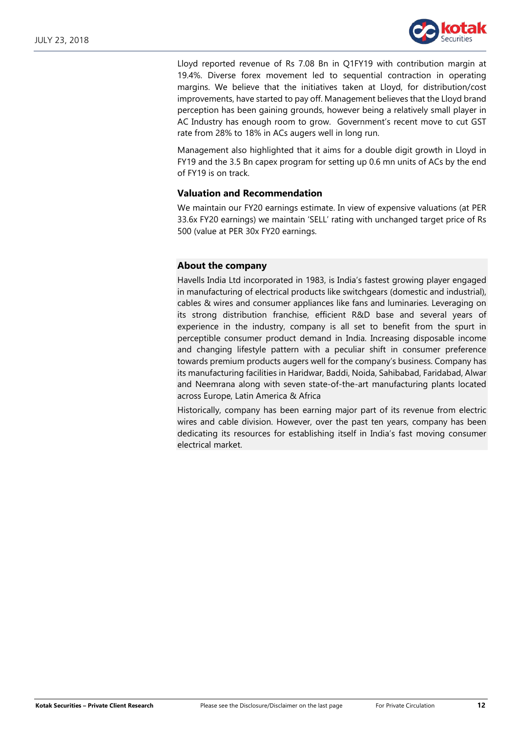Lloyd reported revenue of Rs 7.08 Bn in Q1FY19 with contribution margin at 19.4%. Diverse forex movement led to sequential contraction in operating margins. We believe that the initiatives taken at Lloyd, for distribution/cost improvements, have started to pay off. Management believes that the Lloyd brand perception has been gaining grounds, however being a relatively small player in AC Industry has enough room to grow. Government's recent move to cut GST rate from 28% to 18% in ACs augers well in long run.

Management also highlighted that it aims for a double digit growth in Lloyd in FY19 and the 3.5 Bn capex program for setting up 0.6 mn units of ACs by the end of FY19 is on track.

### Valuation and Recommendation

We maintain our FY20 earnings estimate. In view of expensive valuations (at PER 33.6x FY20 earnings) we maintain 'SELL' rating with unchanged target price of Rs 500 (value at PER 30x FY20 earnings.

### About the company

Havells India Ltd incorporated in 1983, is India's fastest growing player engaged in manufacturing of electrical products like switchgears (domestic and industrial), cables & wires and consumer appliances like fans and luminaries. Leveraging on its strong distribution franchise, efficient R&D base and several years of experience in the industry, company is all set to benefit from the spurt in perceptible consumer product demand in India. Increasing disposable income and changing lifestyle pattern with a peculiar shift in consumer preference towards premium products augers well for the company's business. Company has its manufacturing facilities in Haridwar, Baddi, Noida, Sahibabad, Faridabad, Alwar and Neemrana along with seven state-of-the-art manufacturing plants located across Europe, Latin America & Africa

Historically, company has been earning major part of its revenue from electric wires and cable division. However, over the past ten years, company has been dedicating its resources for establishing itself in India's fast moving consumer electrical market.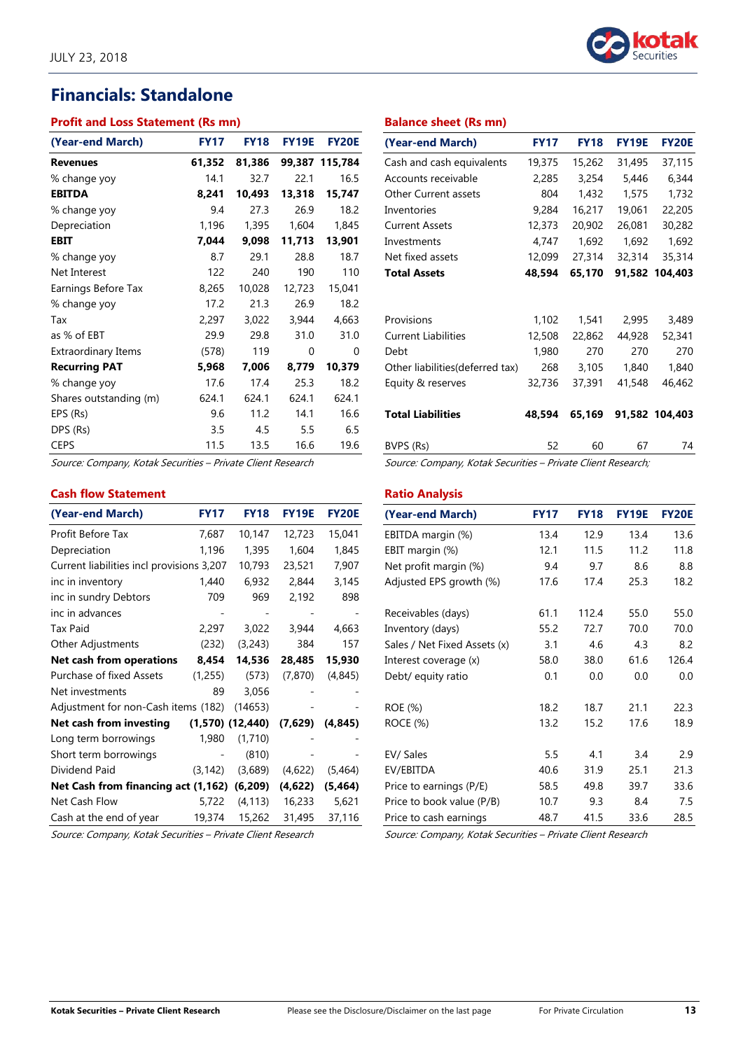# Financials: Standalone

### Profit and Loss Statement (Rs mn)

| (Year-end March) | FY17 | FY18 | FY19E | FY20E |
|---|---|---|---|---|
| **Revenues** | **61,352** | **81,386** | **99,387** | **115,784** |
| % change yoy | 14.1 | 32.7 | 22.1 | 16.5 |
| **EBITDA** | **8,241** | **10,493** | **13,318** | **15,747** |
| % change yoy | 9.4 | 27.3 | 26.9 | 18.2 |
| Depreciation | 1,196 | 1,395 | 1,604 | 1,845 |
| **EBIT** | **7,044** | **9,098** | **11,713** | **13,901** |
| % change yoy | 8.7 | 29.1 | 28.8 | 18.7 |
| Net Interest | 122 | 240 | 190 | 110 |
| Earnings Before Tax | 8,265 | 10,028 | 12,723 | 15,041 |
| % change yoy | 17.2 | 21.3 | 26.9 | 18.2 |
| Tax | 2,297 | 3,022 | 3,944 | 4,663 |
| as % of EBT | 29.9 | 29.8 | 31.0 | 31.0 |
| Extraordinary Items | (578) | 119 | 0 | 0 |
| **Recurring PAT** | **5,968** | **7,006** | **8,779** | **10,379** |
| % change yoy | 17.6 | 17.4 | 25.3 | 18.2 |
| Shares outstanding (m) | 624.1 | 624.1 | 624.1 | 624.1 |
| EPS (Rs) | 9.6 | 11.2 | 14.1 | 16.6 |
| DPS (Rs) | 3.5 | 4.5 | 5.5 | 6.5 |
| CEPS | 11.5 | 13.5 | 16.6 | 19.6 |

*Source: Company, Kotak Securities – Private Client Research*

### Balance sheet (Rs mn)

| (Year-end March) | FY17 | FY18 | FY19E | FY20E |
|---|---|---|---|---|
| Cash and cash equivalents | 19,375 | 15,262 | 31,495 | 37,115 |
| Accounts receivable | 2,285 | 3,254 | 5,446 | 6,344 |
| Other Current assets | 804 | 1,432 | 1,575 | 1,732 |
| Inventories | 9,284 | 16,217 | 19,061 | 22,205 |
| Current Assets | 12,373 | 20,902 | 26,081 | 30,282 |
| Investments | 4,747 | 1,692 | 1,692 | 1,692 |
| Net fixed assets | 12,099 | 27,314 | 32,314 | 35,314 |
| **Total Assets** | **48,594** | **65,170** | **91,582** | **104,403** |
| Provisions | 1,102 | 1,541 | 2,995 | 3,489 |
| Current Liabilities | 12,508 | 22,862 | 44,928 | 52,341 |
| Debt | 1,980 | 270 | 270 | 270 |
| Other liabilities(deferred tax) | 268 | 3,105 | 1,840 | 1,840 |
| Equity & reserves | 32,736 | 37,391 | 41,548 | 46,462 |
| **Total Liabilities** | **48,594** | **65,169** | **91,582** | **104,403** |
| BVPS (Rs) | 52 | 60 | 67 | 74 |

*Source: Company, Kotak Securities – Private Client Research;*

### Cash flow Statement

| (Year-end March) | FY17 | FY18 | FY19E | FY20E |
|---|---|---|---|---|
| Profit Before Tax | 7,687 | 10,147 | 12,723 | 15,041 |
| Depreciation | 1,196 | 1,395 | 1,604 | 1,845 |
| Current liabilities incl provisions | 3,207 | 10,793 | 23,521 | 7,907 |
| inc in inventory | 1,440 | 6,932 | 2,844 | 3,145 |
| inc in sundry Debtors | 709 | 969 | 2,192 | 898 |
| inc in advances | - | - | - | - |
| Tax Paid | 2,297 | 3,022 | 3,944 | 4,663 |
| Other Adjustments | (232) | (3,243) | 384 | 157 |
| **Net cash from operations** | **8,454** | **14,536** | **28,485** | **15,930** |
| Purchase of fixed Assets | (1,255) | (573) | (7,870) | (4,845) |
| Net investments | 89 | 3,056 | - | - |
| Adjustment for non-Cash items | (182) | (14653) | - | - |
| **Net cash from investing** | **(1,570)** | **(12,440)** | **(7,629)** | **(4,845)** |
| Long term borrowings | 1,980 | (1,710) | - | - |
| Short term borrowings | - | (810) | - | - |
| Dividend Paid | (3,142) | (3,689) | (4,622) | (5,464) |
| **Net Cash from financing act** | **(1,162)** | **(6,209)** | **(4,622)** | **(5,464)** |
| Net Cash Flow | 5,722 | (4,113) | 16,233 | 5,621 |
| Cash at the end of year | 19,374 | 15,262 | 31,495 | 37,116 |

*Source: Company, Kotak Securities – Private Client Research*

### Ratio Analysis

| (Year-end March) | FY17 | FY18 | FY19E | FY20E |
|---|---|---|---|---|
| EBITDA margin (%) | 13.4 | 12.9 | 13.4 | 13.6 |
| EBIT margin (%) | 12.1 | 11.5 | 11.2 | 11.8 |
| Net profit margin (%) | 9.4 | 9.7 | 8.6 | 8.8 |
| Adjusted EPS growth (%) | 17.6 | 17.4 | 25.3 | 18.2 |
| Receivables (days) | 61.1 | 112.4 | 55.0 | 55.0 |
| Inventory (days) | 55.2 | 72.7 | 70.0 | 70.0 |
| Sales / Net Fixed Assets (x) | 3.1 | 4.6 | 4.3 | 8.2 |
| Interest coverage (x) | 58.0 | 38.0 | 61.6 | 126.4 |
| Debt/ equity ratio | 0.1 | 0.0 | 0.0 | 0.0 |
| ROE (%) | 18.2 | 18.7 | 21.1 | 22.3 |
| ROCE (%) | 13.2 | 15.2 | 17.6 | 18.9 |
| EV/ Sales | 5.5 | 4.1 | 3.4 | 2.9 |
| EV/EBITDA | 40.6 | 31.9 | 25.1 | 21.3 |
| Price to earnings (P/E) | 58.5 | 49.8 | 39.7 | 33.6 |
| Price to book value (P/B) | 10.7 | 9.3 | 8.4 | 7.5 |
| Price to cash earnings | 48.7 | 41.5 | 33.6 | 28.5 |

*Source: Company, Kotak Securities – Private Client Research*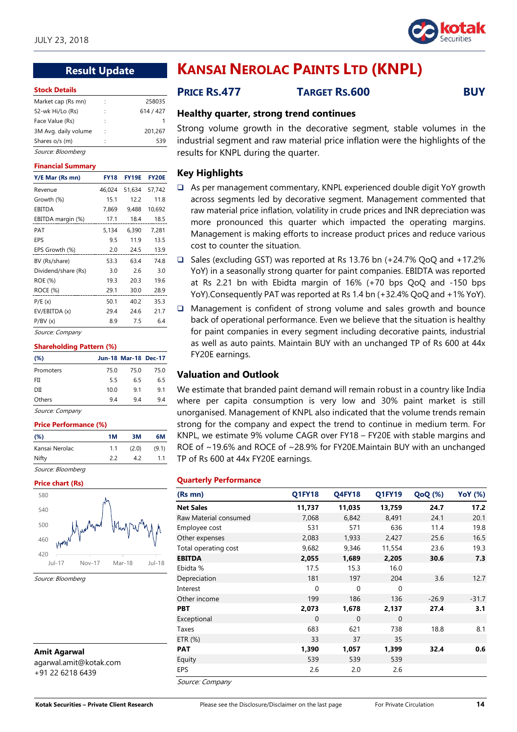JULY 23, 2018

## Result Update

# KANSAI NEROLAC PAINTS LTD (KNPL)

**PRICE RS.477** **TARGET RS.600** **BUY**

### Stock Details

| | | |
|---|---|---|
| Market cap (Rs mn) | : | 258035 |
| 52-wk Hi/Lo (Rs) | : | 614 / 427 |
| Face Value (Rs) | : | 1 |
| 3M Avg. daily volume | : | 201,267 |
| Shares o/s (m) | : | 539 |

*Source: Bloomberg*

### Financial Summary

| Y/E Mar (Rs mn) | FY18 | FY19E | FY20E |
|---|---|---|---|
| Revenue | 46,024 | 51,634 | 57,742 |
| Growth (%) | 15.1 | 12.2 | 11.8 |
| EBITDA | 7,869 | 9,488 | 10,692 |
| EBITDA margin (%) | 17.1 | 18.4 | 18.5 |
| PAT | 5,134 | 6,390 | 7,281 |
| EPS | 9.5 | 11.9 | 13.5 |
| EPS Growth (%) | 2.0 | 24.5 | 13.9 |
| BV (Rs/share) | 53.3 | 63.4 | 74.8 |
| Dividend/share (Rs) | 3.0 | 2.6 | 3.0 |
| ROE (%) | 19.3 | 20.3 | 19.6 |
| ROCE (%) | 29.1 | 30.0 | 28.9 |
| P/E (x) | 50.1 | 40.2 | 35.3 |
| EV/EBITDA (x) | 29.4 | 24.6 | 21.7 |
| P/BV (x) | 8.9 | 7.5 | 6.4 |

*Source: Company*

### Shareholding Pattern (%)

| (%) | Jun-18 | Mar-18 | Dec-17 |
|---|---|---|---|
| Promoters | 75.0 | 75.0 | 75.0 |
| FII | 5.5 | 6.5 | 6.5 |
| DII | 10.0 | 9.1 | 9.1 |
| Others | 9.4 | 9.4 | 9.4 |

*Source: Company*

### Price Performance (%)

| (%) | 1M | 3M | 6M |
|---|---|---|---|
| Kansai Nerolac | 1.1 | (2.0) | (9.1) |
| Nifty | 2.2 | 4.2 | 1.1 |

*Source: Bloomberg*

### Price chart (Rs)

*Source: Bloomberg*

**Amit Agarwal**
agarwal.amit@kotak.com
+91 22 6218 6439

### Healthy quarter, strong trend continues

Strong volume growth in the decorative segment, stable volumes in the industrial segment and raw material price inflation were the highlights of the results for KNPL during the quarter.

### Key Highlights

- As per management commentary, KNPL experienced double digit YoY growth across segments led by decorative segment. Management commented that raw material price inflation, volatility in crude prices and INR depreciation was more pronounced this quarter which impacted the operating margins. Management is making efforts to increase product prices and reduce various cost to counter the situation.
- Sales (excluding GST) was reported at Rs 13.76 bn (+24.7% QoQ and +17.2% YoY) in a seasonally strong quarter for paint companies. EBIDTA was reported at Rs 2.21 bn with Ebidta margin of 16% (+70 bps QoQ and -150 bps YoY).Consequently PAT was reported at Rs 1.4 bn (+32.4% QoQ and +1% YoY).
- Management is confident of strong volume and sales growth and bounce back of operational performance. Even we believe that the situation is healthy for paint companies in every segment including decorative paints, industrial as well as auto paints. Maintain BUY with an unchanged TP of Rs 600 at 44x FY20E earnings.

### Valuation and Outlook

We estimate that branded paint demand will remain robust in a country like India where per capita consumption is very low and 30% paint market is still unorganised. Management of KNPL also indicated that the volume trends remain strong for the company and expect the trend to continue in medium term. For KNPL, we estimate 9% volume CAGR over FY18 – FY20E with stable margins and ROE of ~19.6% and ROCE of ~28.9% for FY20E.Maintain BUY with an unchanged TP of Rs 600 at 44x FY20E earnings.

### Quarterly Performance

| (Rs mn) | Q1FY18 | Q4FY18 | Q1FY19 | QoQ (%) | YoY (%) |
|---|---|---|---|---|---|
| **Net Sales** | **11,737** | **11,035** | **13,759** | **24.7** | **17.2** |
| Raw Material consumed | 7,068 | 6,842 | 8,491 | 24.1 | 20.1 |
| Employee cost | 531 | 571 | 636 | 11.4 | 19.8 |
| Other expenses | 2,083 | 1,933 | 2,427 | 25.6 | 16.5 |
| Total operating cost | 9,682 | 9,346 | 11,554 | 23.6 | 19.3 |
| **EBITDA** | **2,055** | **1,689** | **2,205** | **30.6** | **7.3** |
| Ebidta % | 17.5 | 15.3 | 16.0 | | |
| Depreciation | 181 | 197 | 204 | 3.6 | 12.7 |
| Interest | 0 | 0 | 0 | | |
| Other income | 199 | 186 | 136 | -26.9 | -31.7 |
| **PBT** | **2,073** | **1,678** | **2,137** | **27.4** | **3.1** |
| Exceptional | 0 | 0 | 0 | | |
| Taxes | 683 | 621 | 738 | 18.8 | 8.1 |
| ETR (%) | 33 | 37 | 35 | | |
| **PAT** | **1,390** | **1,057** | **1,399** | **32.4** | **0.6** |
| Equity | 539 | 539 | 539 | | |
| EPS | 2.6 | 2.0 | 2.6 | | |

*Source: Company*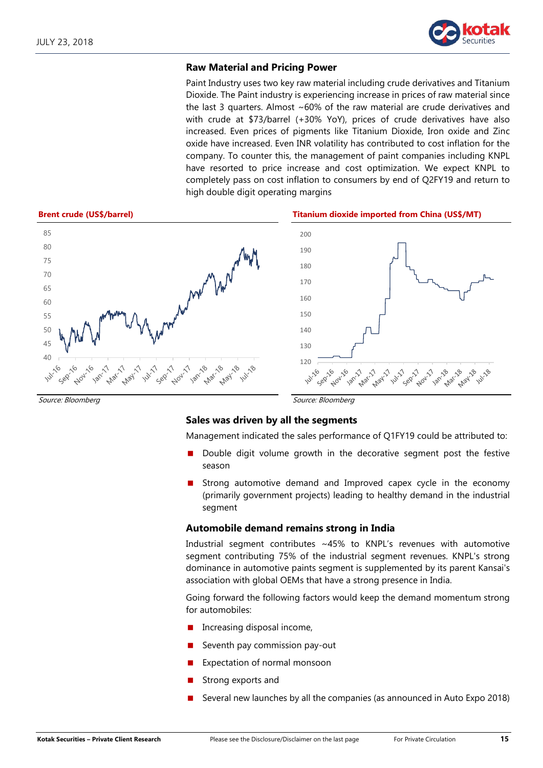## Raw Material and Pricing Power

Paint Industry uses two key raw material including crude derivatives and Titanium Dioxide. The Paint industry is experiencing increase in prices of raw material since the last 3 quarters. Almost ~60% of the raw material are crude derivatives and with crude at $73/barrel (+30% YoY), prices of crude derivatives have also increased. Even prices of pigments like Titanium Dioxide, Iron oxide and Zinc oxide have increased. Even INR volatility has contributed to cost inflation for the company. To counter this, the management of paint companies including KNPL have resorted to price increase and cost optimization. We expect KNPL to completely pass on cost inflation to consumers by end of Q2FY19 and return to high double digit operating margins

**Brent crude (US$/barrel)**

*Source: Bloomberg*

**Titanium dioxide imported from China (US$/MT)**

*Source: Bloomberg*

## Sales was driven by all the segments

Management indicated the sales performance of Q1FY19 could be attributed to:

- Double digit volume growth in the decorative segment post the festive season
- Strong automotive demand and Improved capex cycle in the economy (primarily government projects) leading to healthy demand in the industrial segment

## Automobile demand remains strong in India

Industrial segment contributes ~45% to KNPL's revenues with automotive segment contributing 75% of the industrial segment revenues. KNPL's strong dominance in automotive paints segment is supplemented by its parent Kansai's association with global OEMs that have a strong presence in India.

Going forward the following factors would keep the demand momentum strong for automobiles:

- Increasing disposal income,
- Seventh pay commission pay-out
- Expectation of normal monsoon
- Strong exports and
- Several new launches by all the companies (as announced in Auto Expo 2018)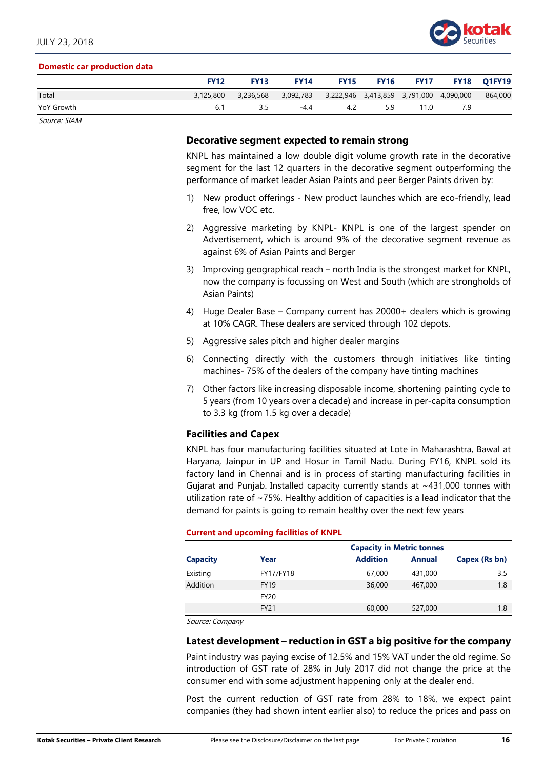**Domestic car production data**

| | FY12 | FY13 | FY14 | FY15 | FY16 | FY17 | FY18 | Q1FY19 |
|---|---|---|---|---|---|---|---|---|
| Total | 3,125,800 | 3,236,568 | 3,092,783 | 3,222,946 | 3,413,859 | 3,791,000 | 4,090,000 | 864,000 |
| YoY Growth | 6.1 | 3.5 | -4.4 | 4.2 | 5.9 | 11.0 | 7.9 | |

*Source: SIAM*

### Decorative segment expected to remain strong

KNPL has maintained a low double digit volume growth rate in the decorative segment for the last 12 quarters in the decorative segment outperforming the performance of market leader Asian Paints and peer Berger Paints driven by:

1) New product offerings - New product launches which are eco-friendly, lead free, low VOC etc.
2) Aggressive marketing by KNPL- KNPL is one of the largest spender on Advertisement, which is around 9% of the decorative segment revenue as against 6% of Asian Paints and Berger
3) Improving geographical reach – north India is the strongest market for KNPL, now the company is focussing on West and South (which are strongholds of Asian Paints)
4) Huge Dealer Base – Company current has 20000+ dealers which is growing at 10% CAGR. These dealers are serviced through 102 depots.
5) Aggressive sales pitch and higher dealer margins
6) Connecting directly with the customers through initiatives like tinting machines- 75% of the dealers of the company have tinting machines
7) Other factors like increasing disposable income, shortening painting cycle to 5 years (from 10 years over a decade) and increase in per-capita consumption to 3.3 kg (from 1.5 kg over a decade)

### Facilities and Capex

KNPL has four manufacturing facilities situated at Lote in Maharashtra, Bawal at Haryana, Jainpur in UP and Hosur in Tamil Nadu. During FY16, KNPL sold its factory land in Chennai and is in process of starting manufacturing facilities in Gujarat and Punjab. Installed capacity currently stands at ~431,000 tonnes with utilization rate of ~75%. Healthy addition of capacities is a lead indicator that the demand for paints is going to remain healthy over the next few years

**Current and upcoming facilities of KNPL**

| | | Capacity in Metric tonnes | | |
|---|---|---|---|---|
| **Capacity** | **Year** | **Addition** | **Annual** | **Capex (Rs bn)** |
| Existing | FY17/FY18 | 67,000 | 431,000 | 3.5 |
| Addition | FY19 | 36,000 | 467,000 | 1.8 |
| | FY20 | | | |
| | FY21 | 60,000 | 527,000 | 1.8 |

*Source: Company*

### Latest development – reduction in GST a big positive for the company

Paint industry was paying excise of 12.5% and 15% VAT under the old regime. So introduction of GST rate of 28% in July 2017 did not change the price at the consumer end with some adjustment happening only at the dealer end.

Post the current reduction of GST rate from 28% to 18%, we expect paint companies (they had shown intent earlier also) to reduce the prices and pass on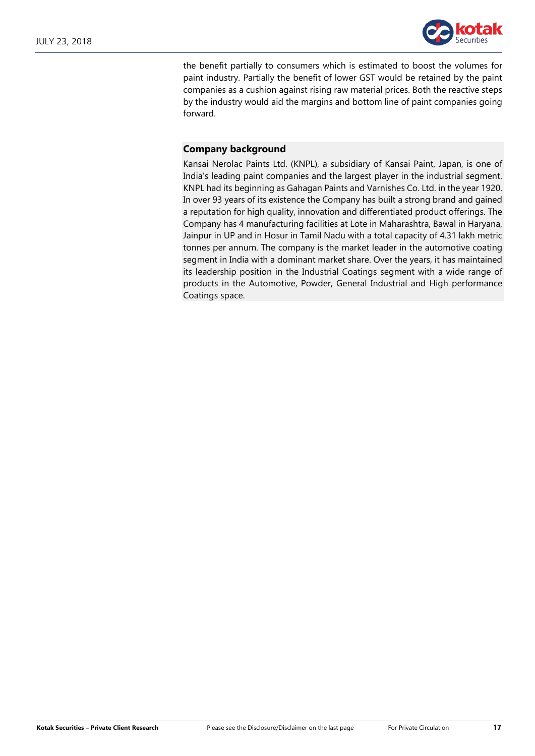the benefit partially to consumers which is estimated to boost the volumes for paint industry. Partially the benefit of lower GST would be retained by the paint companies as a cushion against rising raw material prices. Both the reactive steps by the industry would aid the margins and bottom line of paint companies going forward.

## Company background

Kansai Nerolac Paints Ltd. (KNPL), a subsidiary of Kansai Paint, Japan, is one of India's leading paint companies and the largest player in the industrial segment. KNPL had its beginning as Gahagan Paints and Varnishes Co. Ltd. in the year 1920. In over 93 years of its existence the Company has built a strong brand and gained a reputation for high quality, innovation and differentiated product offerings. The Company has 4 manufacturing facilities at Lote in Maharashtra, Bawal in Haryana, Jainpur in UP and in Hosur in Tamil Nadu with a total capacity of 4.31 lakh metric tonnes per annum. The company is the market leader in the automotive coating segment in India with a dominant market share. Over the years, it has maintained its leadership position in the Industrial Coatings segment with a wide range of products in the Automotive, Powder, General Industrial and High performance Coatings space.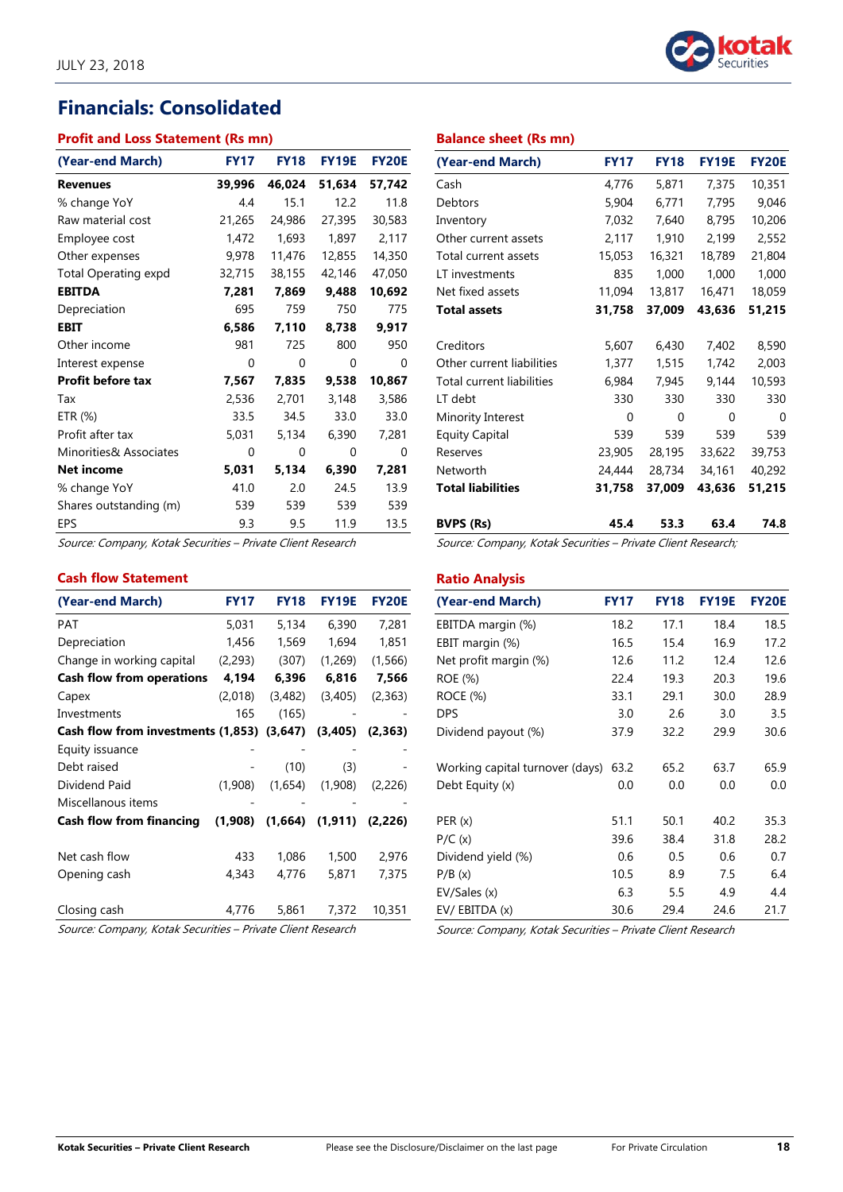# Financials: Consolidated

### Profit and Loss Statement (Rs mn)

| (Year-end March) | FY17 | FY18 | FY19E | FY20E |
|---|---|---|---|---|
| **Revenues** | **39,996** | **46,024** | **51,634** | **57,742** |
| % change YoY | 4.4 | 15.1 | 12.2 | 11.8 |
| Raw material cost | 21,265 | 24,986 | 27,395 | 30,583 |
| Employee cost | 1,472 | 1,693 | 1,897 | 2,117 |
| Other expenses | 9,978 | 11,476 | 12,855 | 14,350 |
| Total Operating expd | 32,715 | 38,155 | 42,146 | 47,050 |
| **EBITDA** | **7,281** | **7,869** | **9,488** | **10,692** |
| Depreciation | 695 | 759 | 750 | 775 |
| **EBIT** | **6,586** | **7,110** | **8,738** | **9,917** |
| Other income | 981 | 725 | 800 | 950 |
| Interest expense | 0 | 0 | 0 | 0 |
| **Profit before tax** | **7,567** | **7,835** | **9,538** | **10,867** |
| Tax | 2,536 | 2,701 | 3,148 | 3,586 |
| ETR (%) | 33.5 | 34.5 | 33.0 | 33.0 |
| Profit after tax | 5,031 | 5,134 | 6,390 | 7,281 |
| Minorities& Associates | 0 | 0 | 0 | 0 |
| **Net income** | **5,031** | **5,134** | **6,390** | **7,281** |
| % change YoY | 41.0 | 2.0 | 24.5 | 13.9 |
| Shares outstanding (m) | 539 | 539 | 539 | 539 |
| EPS | 9.3 | 9.5 | 11.9 | 13.5 |

*Source: Company, Kotak Securities – Private Client Research*

### Balance sheet (Rs mn)

| (Year-end March) | FY17 | FY18 | FY19E | FY20E |
|---|---|---|---|---|
| Cash | 4,776 | 5,871 | 7,375 | 10,351 |
| Debtors | 5,904 | 6,771 | 7,795 | 9,046 |
| Inventory | 7,032 | 7,640 | 8,795 | 10,206 |
| Other current assets | 2,117 | 1,910 | 2,199 | 2,552 |
| Total current assets | 15,053 | 16,321 | 18,789 | 21,804 |
| LT investments | 835 | 1,000 | 1,000 | 1,000 |
| Net fixed assets | 11,094 | 13,817 | 16,471 | 18,059 |
| **Total assets** | **31,758** | **37,009** | **43,636** | **51,215** |
| | | | | |
| Creditors | 5,607 | 6,430 | 7,402 | 8,590 |
| Other current liabilities | 1,377 | 1,515 | 1,742 | 2,003 |
| Total current liabilities | 6,984 | 7,945 | 9,144 | 10,593 |
| LT debt | 330 | 330 | 330 | 330 |
| Minority Interest | 0 | 0 | 0 | 0 |
| Equity Capital | 539 | 539 | 539 | 539 |
| Reserves | 23,905 | 28,195 | 33,622 | 39,753 |
| Networth | 24,444 | 28,734 | 34,161 | 40,292 |
| **Total liabilities** | **31,758** | **37,009** | **43,636** | **51,215** |
| | | | | |
| **BVPS (Rs)** | **45.4** | **53.3** | **63.4** | **74.8** |

*Source: Company, Kotak Securities – Private Client Research;*

### Cash flow Statement

| (Year-end March) | FY17 | FY18 | FY19E | FY20E |
|---|---|---|---|---|
| PAT | 5,031 | 5,134 | 6,390 | 7,281 |
| Depreciation | 1,456 | 1,569 | 1,694 | 1,851 |
| Change in working capital | (2,293) | (307) | (1,269) | (1,566) |
| **Cash flow from operations** | **4,194** | **6,396** | **6,816** | **7,566** |
| Capex | (2,018) | (3,482) | (3,405) | (2,363) |
| Investments | 165 | (165) | - | - |
| **Cash flow from investments** | **(1,853)** | **(3,647)** | **(3,405)** | **(2,363)** |
| Equity issuance | - | - | - | - |
| Debt raised | - | (10) | (3) | - |
| Dividend Paid | (1,908) | (1,654) | (1,908) | (2,226) |
| Miscellanous items | - | - | - | - |
| **Cash flow from financing** | **(1,908)** | **(1,664)** | **(1,911)** | **(2,226)** |
| | | | | |
| Net cash flow | 433 | 1,086 | 1,500 | 2,976 |
| Opening cash | 4,343 | 4,776 | 5,871 | 7,375 |
| | | | | |
| Closing cash | 4,776 | 5,861 | 7,372 | 10,351 |

*Source: Company, Kotak Securities – Private Client Research*

### Ratio Analysis

| (Year-end March) | FY17 | FY18 | FY19E | FY20E |
|---|---|---|---|---|
| EBITDA margin (%) | 18.2 | 17.1 | 18.4 | 18.5 |
| EBIT margin (%) | 16.5 | 15.4 | 16.9 | 17.2 |
| Net profit margin (%) | 12.6 | 11.2 | 12.4 | 12.6 |
| ROE (%) | 22.4 | 19.3 | 20.3 | 19.6 |
| ROCE (%) | 33.1 | 29.1 | 30.0 | 28.9 |
| DPS | 3.0 | 2.6 | 3.0 | 3.5 |
| Dividend payout (%) | 37.9 | 32.2 | 29.9 | 30.6 |
| | | | | |
| Working capital turnover (days) | 63.2 | 65.2 | 63.7 | 65.9 |
| Debt Equity (x) | 0.0 | 0.0 | 0.0 | 0.0 |
| | | | | |
| PER (x) | 51.1 | 50.1 | 40.2 | 35.3 |
| P/C (x) | 39.6 | 38.4 | 31.8 | 28.2 |
| Dividend yield (%) | 0.6 | 0.5 | 0.6 | 0.7 |
| P/B (x) | 10.5 | 8.9 | 7.5 | 6.4 |
| EV/Sales (x) | 6.3 | 5.5 | 4.9 | 4.4 |
| EV/ EBITDA (x) | 30.6 | 29.4 | 24.6 | 21.7 |

*Source: Company, Kotak Securities – Private Client Research*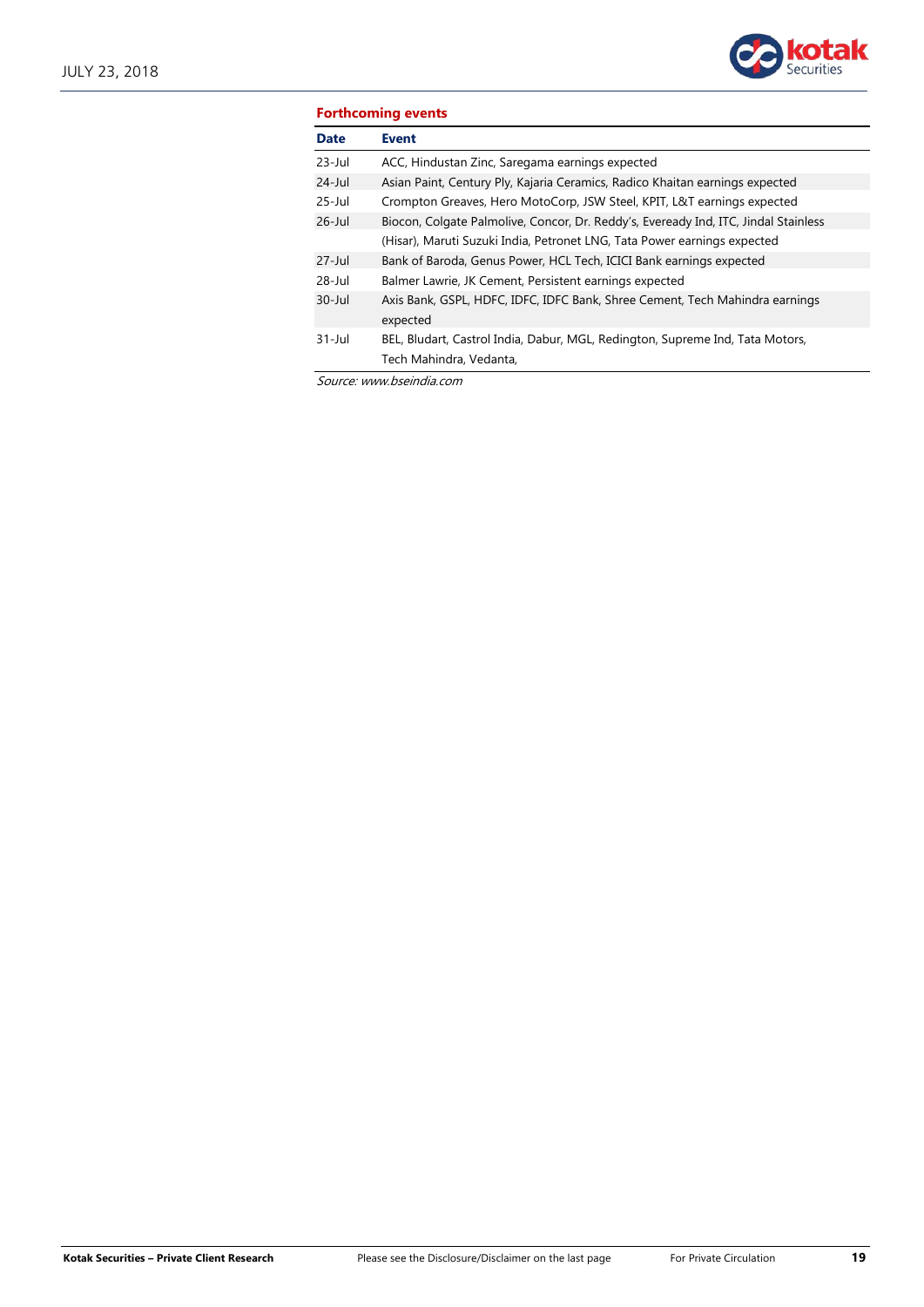**Forthcoming events**

| Date | Event |
|---|---|
| 23-Jul | ACC, Hindustan Zinc, Saregama earnings expected |
| 24-Jul | Asian Paint, Century Ply, Kajaria Ceramics, Radico Khaitan earnings expected |
| 25-Jul | Crompton Greaves, Hero MotoCorp, JSW Steel, KPIT, L&T earnings expected |
| 26-Jul | Biocon, Colgate Palmolive, Concor, Dr. Reddy's, Eveready Ind, ITC, Jindal Stainless (Hisar), Maruti Suzuki India, Petronet LNG, Tata Power earnings expected |
| 27-Jul | Bank of Baroda, Genus Power, HCL Tech, ICICI Bank earnings expected |
| 28-Jul | Balmer Lawrie, JK Cement, Persistent earnings expected |
| 30-Jul | Axis Bank, GSPL, HDFC, IDFC, IDFC Bank, Shree Cement, Tech Mahindra earnings expected |
| 31-Jul | BEL, Bludart, Castrol India, Dabur, MGL, Redington, Supreme Ind, Tata Motors, Tech Mahindra, Vedanta, |

*Source: www.bseindia.com*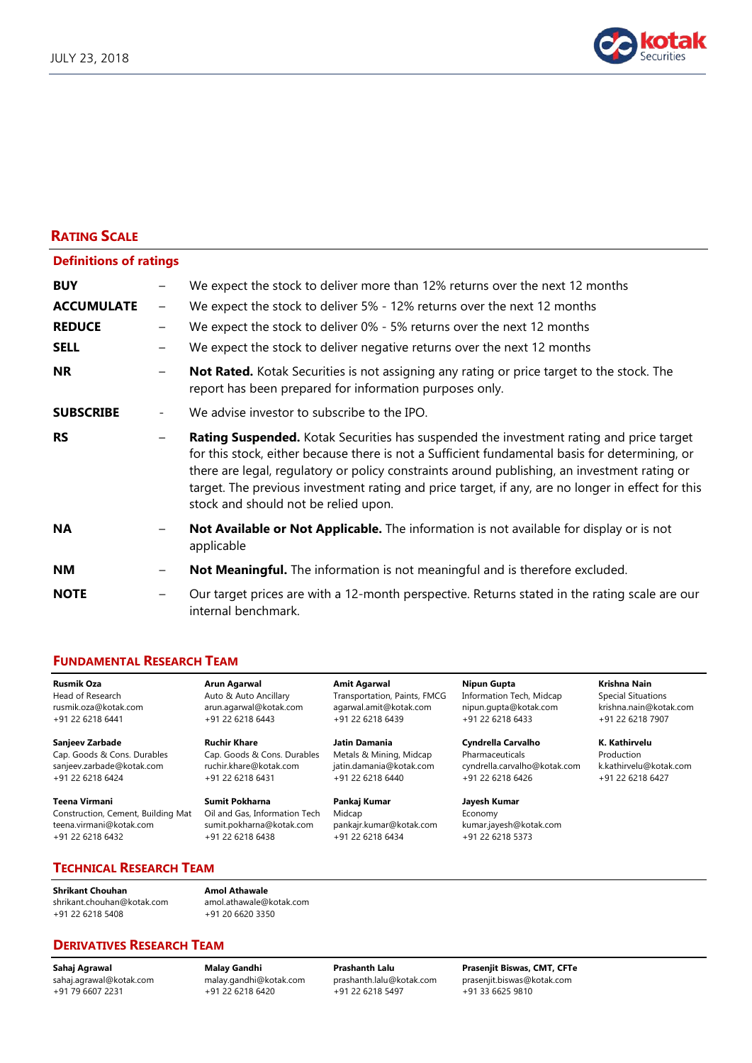## Rating Scale

### Definitions of ratings

| | | |
|---|---|---|
| **BUY** | – | We expect the stock to deliver more than 12% returns over the next 12 months |
| **ACCUMULATE** | – | We expect the stock to deliver 5% - 12% returns over the next 12 months |
| **REDUCE** | – | We expect the stock to deliver 0% - 5% returns over the next 12 months |
| **SELL** | – | We expect the stock to deliver negative returns over the next 12 months |
| **NR** | – | **Not Rated.** Kotak Securities is not assigning any rating or price target to the stock. The report has been prepared for information purposes only. |
| **SUBSCRIBE** | - | We advise investor to subscribe to the IPO. |
| **RS** | – | **Rating Suspended.** Kotak Securities has suspended the investment rating and price target for this stock, either because there is not a Sufficient fundamental basis for determining, or there are legal, regulatory or policy constraints around publishing, an investment rating or target. The previous investment rating and price target, if any, are no longer in effect for this stock and should not be relied upon. |
| **NA** | – | **Not Available or Not Applicable.** The information is not available for display or is not applicable |
| **NM** | – | **Not Meaningful.** The information is not meaningful and is therefore excluded. |
| **NOTE** | – | Our target prices are with a 12-month perspective. Returns stated in the rating scale are our internal benchmark. |

## Fundamental Research Team

**Rusmik Oza**
Head of Research
rusmik.oza@kotak.com
+91 22 6218 6441

**Arun Agarwal**
Auto & Auto Ancillary
arun.agarwal@kotak.com
+91 22 6218 6443

**Amit Agarwal**
Transportation, Paints, FMCG
agarwal.amit@kotak.com
+91 22 6218 6439

**Nipun Gupta**
Information Tech, Midcap
nipun.gupta@kotak.com
+91 22 6218 6433

**Krishna Nain**
Special Situations
krishna.nain@kotak.com
+91 22 6218 7907

**Sanjeev Zarbade**
Cap. Goods & Cons. Durables
sanjeev.zarbade@kotak.com
+91 22 6218 6424

**Ruchir Khare**
Cap. Goods & Cons. Durables
ruchir.khare@kotak.com
+91 22 6218 6431

**Jatin Damania**
Metals & Mining, Midcap
jatin.damania@kotak.com
+91 22 6218 6440

**Cyndrella Carvalho**
Pharmaceuticals
cyndrella.carvalho@kotak.com
+91 22 6218 6426

**K. Kathirvelu**
Production
k.kathirvelu@kotak.com
+91 22 6218 6427

**Teena Virmani**
Construction, Cement, Building Mat
teena.virmani@kotak.com
+91 22 6218 6432

**Sumit Pokharna**
Oil and Gas, Information Tech
sumit.pokharna@kotak.com
+91 22 6218 6438

**Pankaj Kumar**
Midcap
pankajr.kumar@kotak.com
+91 22 6218 6434

**Jayesh Kumar**
Economy
kumar.jayesh@kotak.com
+91 22 6218 5373

## Technical Research Team

**Shrikant Chouhan**
shrikant.chouhan@kotak.com
+91 22 6218 5408

**Amol Athawale**
amol.athawale@kotak.com
+91 20 6620 3350

## Derivatives Research Team

**Sahaj Agrawal**
sahaj.agrawal@kotak.com
+91 79 6607 2231

**Malay Gandhi**
malay.gandhi@kotak.com
+91 22 6218 6420

**Prashanth Lalu**
prashanth.lalu@kotak.com
+91 22 6218 5497

**Prasenjit Biswas, CMT, CFTe**
prasenjit.biswas@kotak.com
+91 33 6625 9810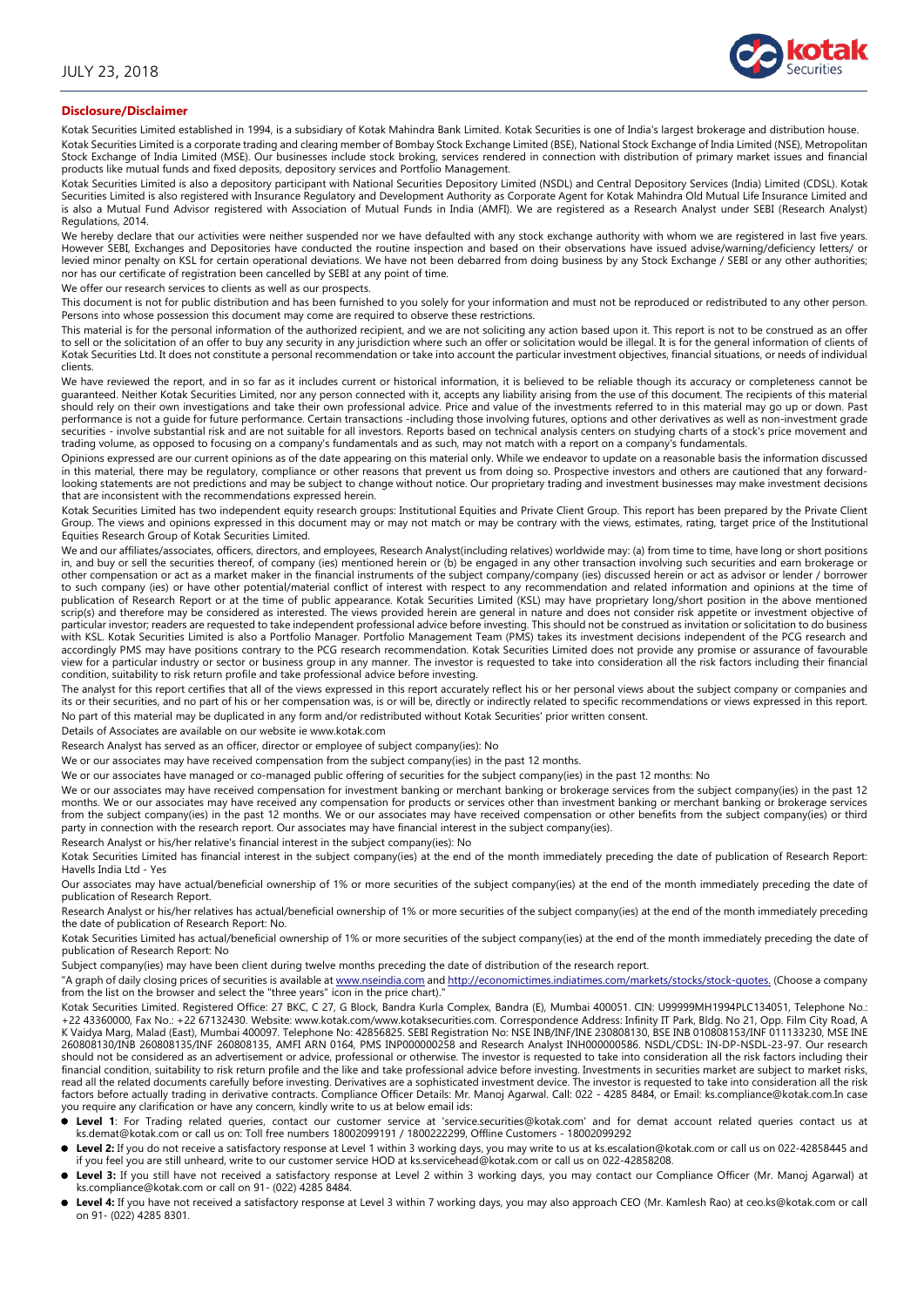### Disclosure/Disclaimer

Kotak Securities Limited established in 1994, is a subsidiary of Kotak Mahindra Bank Limited. Kotak Securities is one of India's largest brokerage and distribution house.

Kotak Securities Limited is a corporate trading and clearing member of Bombay Stock Exchange Limited (BSE), National Stock Exchange of India Limited (NSE), Metropolitan Stock Exchange of India Limited (MSE). Our businesses include stock broking, services rendered in connection with distribution of primary market issues and financial products like mutual funds and fixed deposits, depository services and Portfolio Management.

Kotak Securities Limited is also a depository participant with National Securities Depository Limited (NSDL) and Central Depository Services (India) Limited (CDSL). Kotak Securities Limited is also registered with Insurance Regulatory and Development Authority as Corporate Agent for Kotak Mahindra Old Mutual Life Insurance Limited and is also a Mutual Fund Advisor registered with Association of Mutual Funds in India (AMFI). We are registered as a Research Analyst under SEBI (Research Analyst) Regulations, 2014.

We hereby declare that our activities were neither suspended nor we have defaulted with any stock exchange authority with whom we are registered in last five years. However SEBI, Exchanges and Depositories have conducted the routine inspection and based on their observations have issued advise/warning/deficiency letters/ or levied minor penalty on KSL for certain operational deviations. We have not been debarred from doing business by any Stock Exchange / SEBI or any other authorities; nor has our certificate of registration been cancelled by SEBI at any point of time.

We offer our research services to clients as well as our prospects.

This document is not for public distribution and has been furnished to you solely for your information and must not be reproduced or redistributed to any other person. Persons into whose possession this document may come are required to observe these restrictions.

This material is for the personal information of the authorized recipient, and we are not soliciting any action based upon it. This report is not to be construed as an offer to sell or the solicitation of an offer to buy any security in any jurisdiction where such an offer or solicitation would be illegal. It is for the general information of clients of Kotak Securities Ltd. It does not constitute a personal recommendation or take into account the particular investment objectives, financial situations, or needs of individual clients.

We have reviewed the report, and in so far as it includes current or historical information, it is believed to be reliable though its accuracy or completeness cannot be guaranteed. Neither Kotak Securities Limited, nor any person connected with it, accepts any liability arising from the use of this document. The recipients of this material should rely on their own investigations and take their own professional advice. Price and value of the investments referred to in this material may go up or down. Past performance is not a guide for future performance. Certain transactions -including those involving futures, options and other derivatives as well as non-investment grade securities - involve substantial risk and are not suitable for all investors. Reports based on technical analysis centers on studying charts of a stock's price movement and trading volume, as opposed to focusing on a company's fundamentals and as such, may not match with a report on a company's fundamentals.

Opinions expressed are our current opinions as of the date appearing on this material only. While we endeavor to update on a reasonable basis the information discussed in this material, there may be regulatory, compliance or other reasons that prevent us from doing so. Prospective investors and others are cautioned that any forward-looking statements are not predictions and may be subject to change without notice. Our proprietary trading and investment businesses may make investment decisions that are inconsistent with the recommendations expressed herein.

Kotak Securities Limited has two independent equity research groups: Institutional Equities and Private Client Group. This report has been prepared by the Private Client Group. The views and opinions expressed in this document may or may not match or may be contrary with the views, estimates, rating, target price of the Institutional Equities Research Group of Kotak Securities Limited.

We and our affiliates/associates, officers, directors, and employees, Research Analyst(including relatives) worldwide may: (a) from time to time, have long or short positions in, and buy or sell the securities thereof, of company (ies) mentioned herein or (b) be engaged in any other transaction involving such securities and earn brokerage or other compensation or act as a market maker in the financial instruments of the subject company/company (ies) discussed herein or act as advisor or lender / borrower to such company (ies) or have other potential/material conflict of interest with respect to any recommendation and related information and opinions at the time of publication of Research Report or at the time of public appearance. Kotak Securities Limited (KSL) may have proprietary long/short position in the above mentioned scrip(s) and therefore may be considered as interested. The views provided herein are general in nature and does not consider risk appetite or investment objective of particular investor; readers are requested to take independent professional advice before investing. This should not be construed as invitation or solicitation to do business with KSL. Kotak Securities Limited is also a Portfolio Manager. Portfolio Management Team (PMS) takes its investment decisions independent of the PCG research and accordingly PMS may have positions contrary to the PCG research recommendation. Kotak Securities Limited does not provide any promise or assurance of favourable view for a particular industry or sector or business group in any manner. The investor is requested to take into consideration all the risk factors including their financial condition, suitability to risk return profile and take professional advice before investing.

The analyst for this report certifies that all of the views expressed in this report accurately reflect his or her personal views about the subject company or companies and its or their securities, and no part of his or her compensation was, is or will be, directly or indirectly related to specific recommendations or views expressed in this report.

No part of this material may be duplicated in any form and/or redistributed without Kotak Securities' prior written consent.

Details of Associates are available on our website ie www.kotak.com

Research Analyst has served as an officer, director or employee of subject company(ies): No

We or our associates may have received compensation from the subject company(ies) in the past 12 months.

We or our associates have managed or co-managed public offering of securities for the subject company(ies) in the past 12 months: No

We or our associates may have received compensation for investment banking or merchant banking or brokerage services from the subject company(ies) in the past 12 months. We or our associates may have received any compensation for products or services other than investment banking or merchant banking or brokerage services from the subject company(ies) in the past 12 months. We or our associates may have received compensation or other benefits from the subject company(ies) or third party in connection with the research report. Our associates may have financial interest in the subject company(ies).

Research Analyst or his/her relative's financial interest in the subject company(ies): No

Kotak Securities Limited has financial interest in the subject company(ies) at the end of the month immediately preceding the date of publication of Research Report: Havells India Ltd - Yes

Our associates may have actual/beneficial ownership of 1% or more securities of the subject company(ies) at the end of the month immediately preceding the date of publication of Research Report.

Research Analyst or his/her relatives has actual/beneficial ownership of 1% or more securities of the subject company(ies) at the end of the month immediately preceding the date of publication of Research Report: No.

Kotak Securities Limited has actual/beneficial ownership of 1% or more securities of the subject company(ies) at the end of the month immediately preceding the date of publication of Research Report: No

Subject company(ies) may have been client during twelve months preceding the date of distribution of the research report.

"A graph of daily closing prices of securities is available at www.nseindia.com and http://economictimes.indiatimes.com/markets/stocks/stock-quotes. (Choose a company from the list on the browser and select the "three years" icon in the price chart)."

Kotak Securities Limited. Registered Office: 27 BKC, C 27, G Block, Bandra Kurla Complex, Bandra (E), Mumbai 400051. CIN: U99999MH1994PLC134051, Telephone No.: +22 43360000, Fax No.: +22 67132430. Website: www.kotak.com/www.kotaksecurities.com. Correspondence Address: Infinity IT Park, Bldg. No 21, Opp. Film City Road, A K Vaidya Marg, Malad (East), Mumbai 400097. Telephone No: 42856825. SEBI Registration No: NSE INB/INF/INE 230808130, BSE INB 010808153/INF 011133230, MSE INE 260808130/INB 260808135/INF 260808135, AMFI ARN 0164, PMS INP000000258 and Research Analyst INH000000586. NSDL/CDSL: IN-DP-NSDL-23-97. Our research should not be considered as an advertisement or advice, professional or otherwise. The investor is requested to take into consideration all the risk factors including their financial condition, suitability to risk return profile and the like and take professional advice before investing. Investments in securities market are subject to market risks, read all the related documents carefully before investing. Derivatives are a sophisticated investment device. The investor is requested to take into consideration all the risk factors before actually trading in derivative contracts. Compliance Officer Details: Mr. Manoj Agarwal. Call: 022 - 4285 8484, or Email: ks.compliance@kotak.com.In case you require any clarification or have any concern, kindly write to us at below email ids:

- **Level 1**: For Trading related queries, contact our customer service at 'service.securities@kotak.com' and for demat account related queries contact us at ks.demat@kotak.com or call us on: Toll free numbers 18002099191 / 1800222299, Offline Customers - 18002099292
- **Level 2:** If you do not receive a satisfactory response at Level 1 within 3 working days, you may write to us at ks.escalation@kotak.com or call us on 022-42858445 and if you feel you are still unheard, write to our customer service HOD at ks.servicehead@kotak.com or call us on 022-42858208.
- **Level 3:** If you still have not received a satisfactory response at Level 2 within 3 working days, you may contact our Compliance Officer (Mr. Manoj Agarwal) at ks.compliance@kotak.com or call on 91- (022) 4285 8484.
- **Level 4:** If you have not received a satisfactory response at Level 3 within 7 working days, you may also approach CEO (Mr. Kamlesh Rao) at ceo.ks@kotak.com or call on 91- (022) 4285 8301.